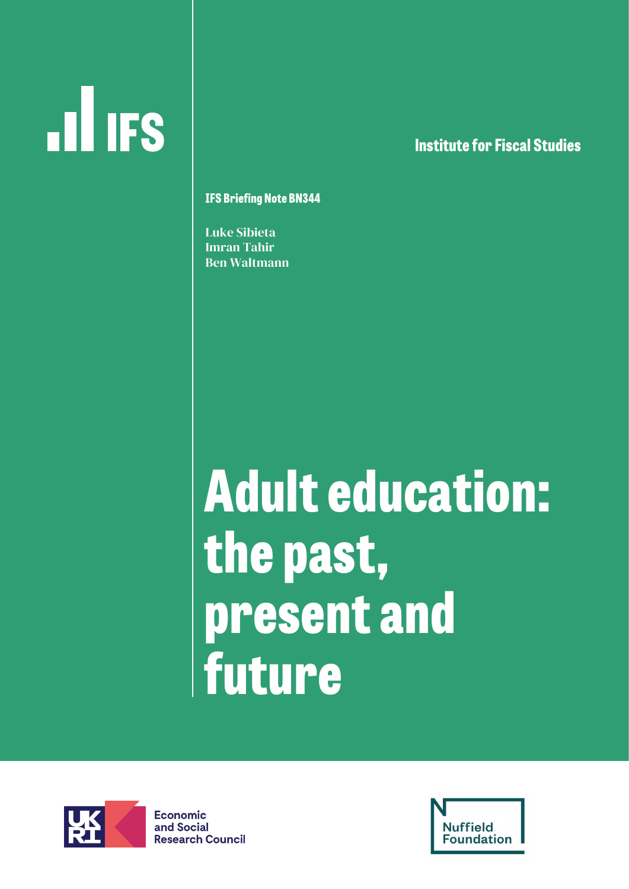Institute for Fiscal Studies

IFS Briefing Note BN344

Luke Sibieta
Imran Tahir
Ben Waltmann

# Adult education: the past, present and future

Economic and Social Research Council

Nuffield Foundation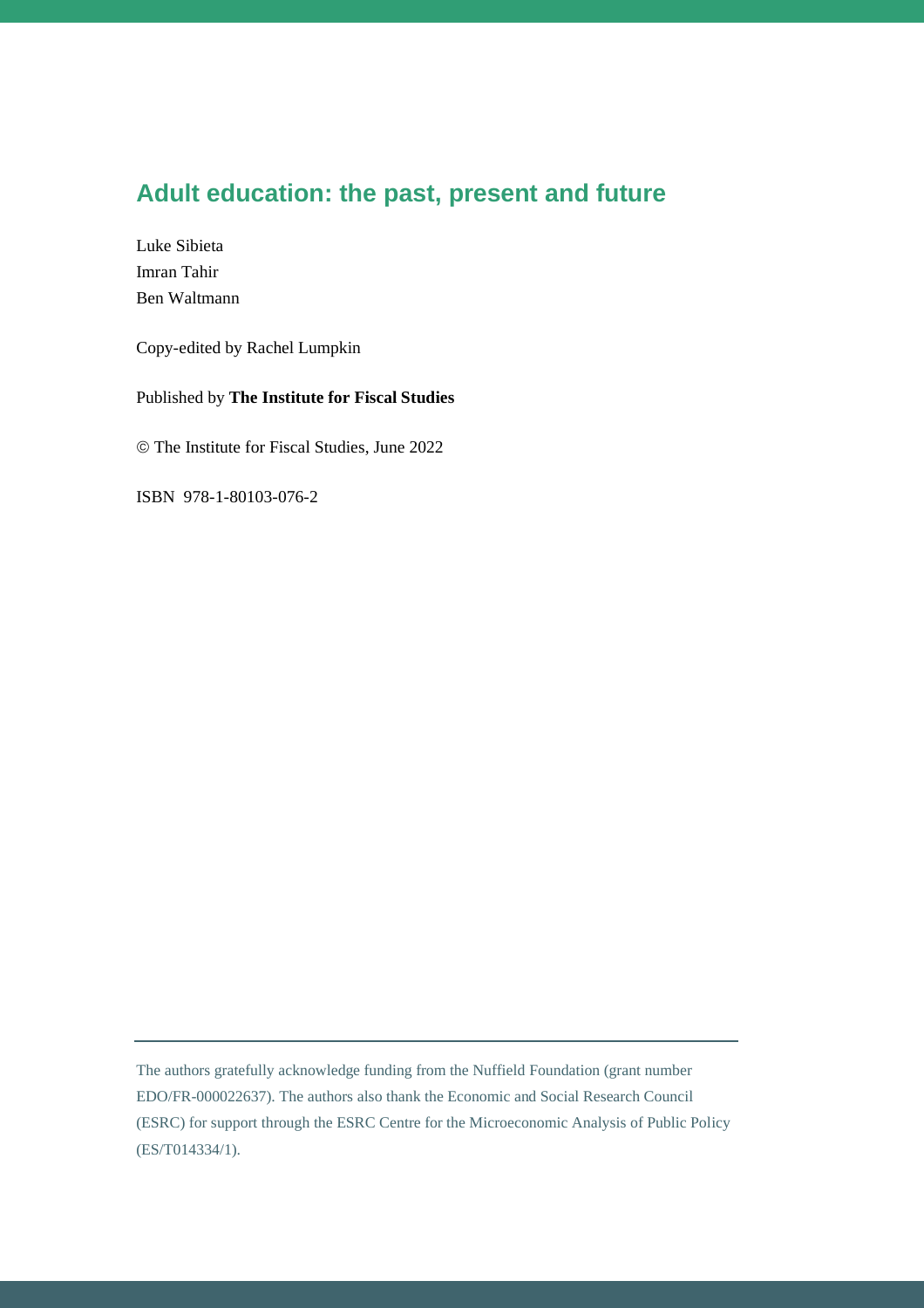# Adult education: the past, present and future

Luke Sibieta
Imran Tahir
Ben Waltmann

Copy-edited by Rachel Lumpkin

Published by **The Institute for Fiscal Studies**

© The Institute for Fiscal Studies, June 2022

ISBN 978-1-80103-076-2

---

The authors gratefully acknowledge funding from the Nuffield Foundation (grant number EDO/FR-000022637). The authors also thank the Economic and Social Research Council (ESRC) for support through the ESRC Centre for the Microeconomic Analysis of Public Policy (ES/T014334/1).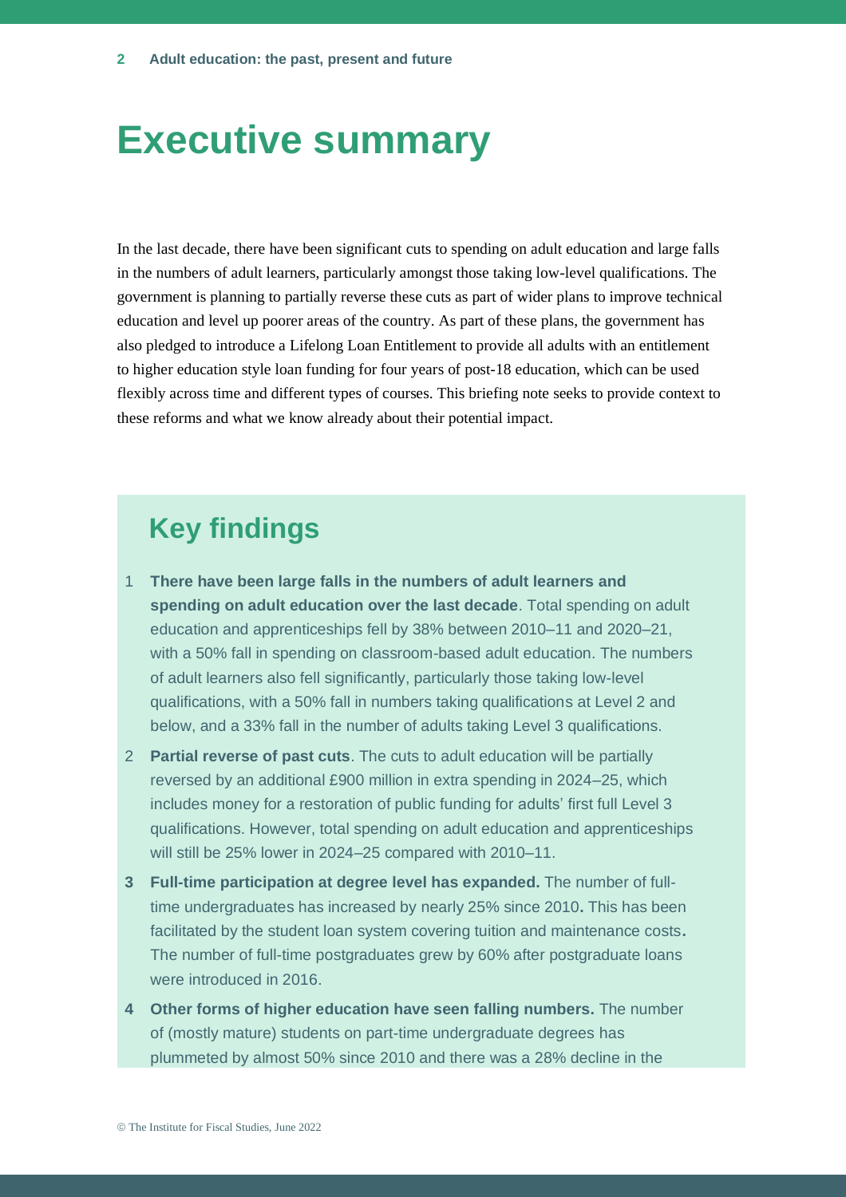# Executive summary

In the last decade, there have been significant cuts to spending on adult education and large falls in the numbers of adult learners, particularly amongst those taking low-level qualifications. The government is planning to partially reverse these cuts as part of wider plans to improve technical education and level up poorer areas of the country. As part of these plans, the government has also pledged to introduce a Lifelong Loan Entitlement to provide all adults with an entitlement to higher education style loan funding for four years of post-18 education, which can be used flexibly across time and different types of courses. This briefing note seeks to provide context to these reforms and what we know already about their potential impact.

## Key findings

1. **There have been large falls in the numbers of adult learners and spending on adult education over the last decade**. Total spending on adult education and apprenticeships fell by 38% between 2010–11 and 2020–21, with a 50% fall in spending on classroom-based adult education. The numbers of adult learners also fell significantly, particularly those taking low-level qualifications, with a 50% fall in numbers taking qualifications at Level 2 and below, and a 33% fall in the number of adults taking Level 3 qualifications.
2. **Partial reverse of past cuts**. The cuts to adult education will be partially reversed by an additional £900 million in extra spending in 2024–25, which includes money for a restoration of public funding for adults' first full Level 3 qualifications. However, total spending on adult education and apprenticeships will still be 25% lower in 2024–25 compared with 2010–11.
3. **Full-time participation at degree level has expanded.** The number of full-time undergraduates has increased by nearly 25% since 2010**.** This has been facilitated by the student loan system covering tuition and maintenance costs**.** The number of full-time postgraduates grew by 60% after postgraduate loans were introduced in 2016.
4. **Other forms of higher education have seen falling numbers.** The number of (mostly mature) students on part-time undergraduate degrees has plummeted by almost 50% since 2010 and there was a 28% decline in the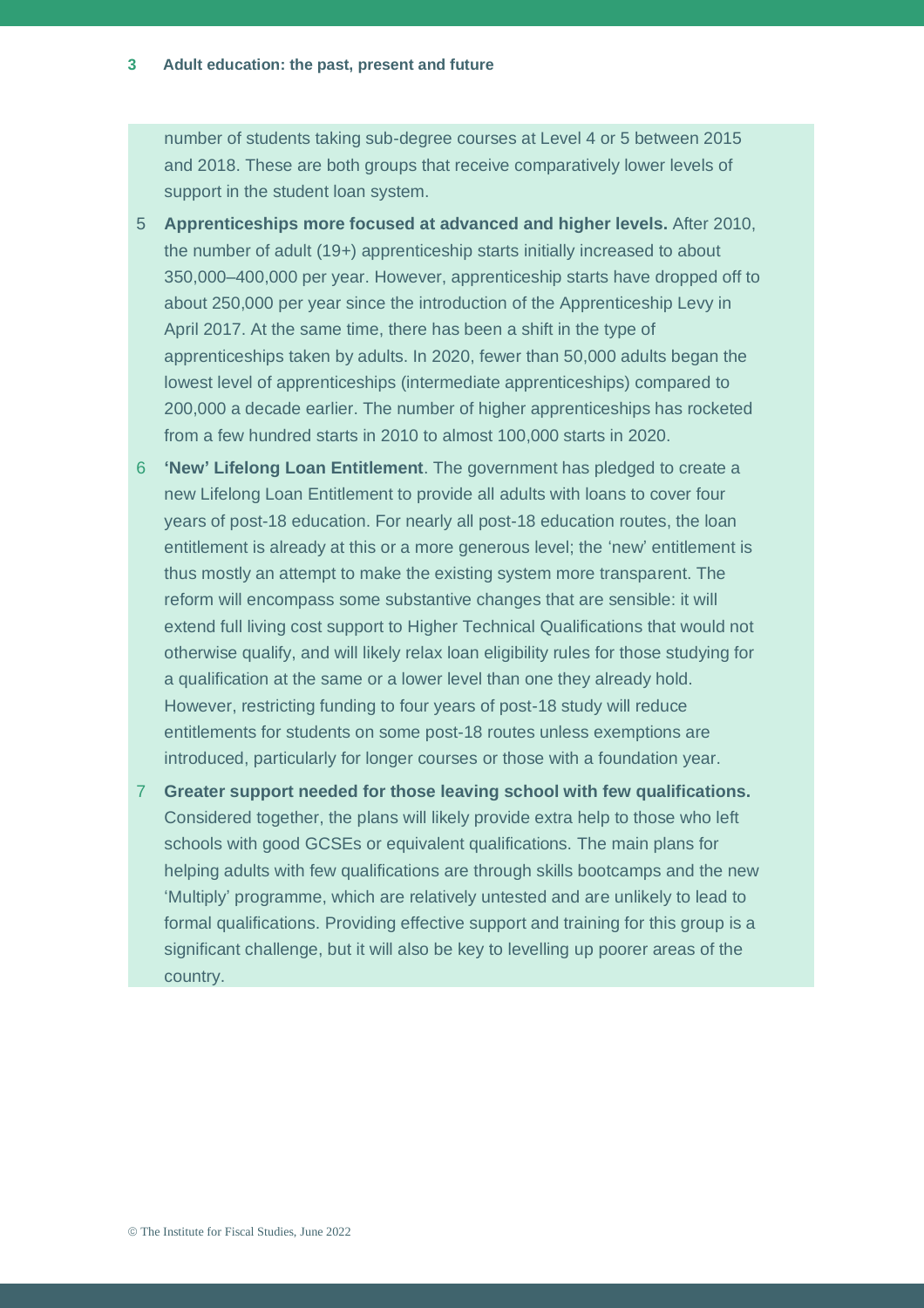number of students taking sub-degree courses at Level 4 or 5 between 2015 and 2018. These are both groups that receive comparatively lower levels of support in the student loan system.

5. **Apprenticeships more focused at advanced and higher levels.** After 2010, the number of adult (19+) apprenticeship starts initially increased to about 350,000–400,000 per year. However, apprenticeship starts have dropped off to about 250,000 per year since the introduction of the Apprenticeship Levy in April 2017. At the same time, there has been a shift in the type of apprenticeships taken by adults. In 2020, fewer than 50,000 adults began the lowest level of apprenticeships (intermediate apprenticeships) compared to 200,000 a decade earlier. The number of higher apprenticeships has rocketed from a few hundred starts in 2010 to almost 100,000 starts in 2020.

6. **'New' Lifelong Loan Entitlement**. The government has pledged to create a new Lifelong Loan Entitlement to provide all adults with loans to cover four years of post-18 education. For nearly all post-18 education routes, the loan entitlement is already at this or a more generous level; the 'new' entitlement is thus mostly an attempt to make the existing system more transparent. The reform will encompass some substantive changes that are sensible: it will extend full living cost support to Higher Technical Qualifications that would not otherwise qualify, and will likely relax loan eligibility rules for those studying for a qualification at the same or a lower level than one they already hold. However, restricting funding to four years of post-18 study will reduce entitlements for students on some post-18 routes unless exemptions are introduced, particularly for longer courses or those with a foundation year.

7. **Greater support needed for those leaving school with few qualifications.** Considered together, the plans will likely provide extra help to those who left schools with good GCSEs or equivalent qualifications. The main plans for helping adults with few qualifications are through skills bootcamps and the new 'Multiply' programme, which are relatively untested and are unlikely to lead to formal qualifications. Providing effective support and training for this group is a significant challenge, but it will also be key to levelling up poorer areas of the country.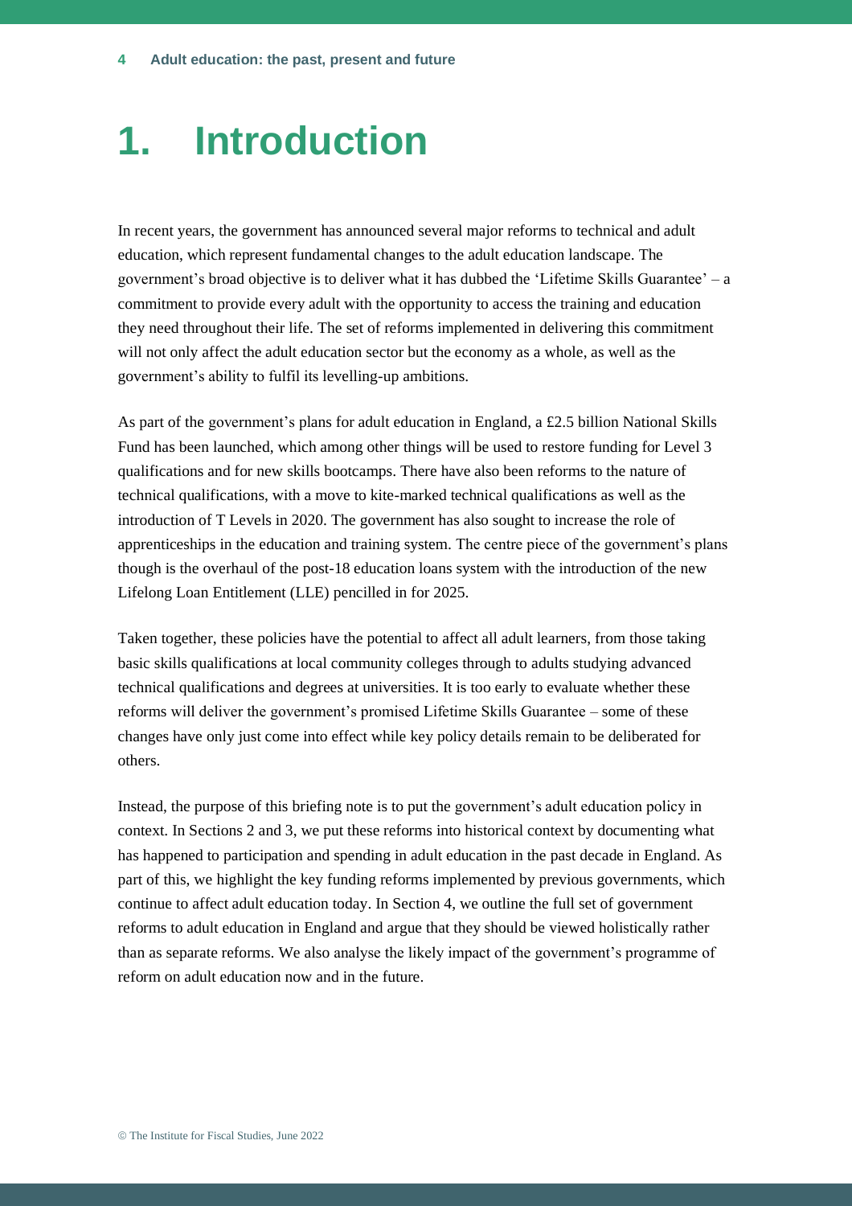# 1. Introduction

In recent years, the government has announced several major reforms to technical and adult education, which represent fundamental changes to the adult education landscape. The government's broad objective is to deliver what it has dubbed the 'Lifetime Skills Guarantee' – a commitment to provide every adult with the opportunity to access the training and education they need throughout their life. The set of reforms implemented in delivering this commitment will not only affect the adult education sector but the economy as a whole, as well as the government's ability to fulfil its levelling-up ambitions.

As part of the government's plans for adult education in England, a £2.5 billion National Skills Fund has been launched, which among other things will be used to restore funding for Level 3 qualifications and for new skills bootcamps. There have also been reforms to the nature of technical qualifications, with a move to kite-marked technical qualifications as well as the introduction of T Levels in 2020. The government has also sought to increase the role of apprenticeships in the education and training system. The centre piece of the government's plans though is the overhaul of the post-18 education loans system with the introduction of the new Lifelong Loan Entitlement (LLE) pencilled in for 2025.

Taken together, these policies have the potential to affect all adult learners, from those taking basic skills qualifications at local community colleges through to adults studying advanced technical qualifications and degrees at universities. It is too early to evaluate whether these reforms will deliver the government's promised Lifetime Skills Guarantee – some of these changes have only just come into effect while key policy details remain to be deliberated for others.

Instead, the purpose of this briefing note is to put the government's adult education policy in context. In Sections 2 and 3, we put these reforms into historical context by documenting what has happened to participation and spending in adult education in the past decade in England. As part of this, we highlight the key funding reforms implemented by previous governments, which continue to affect adult education today. In Section 4, we outline the full set of government reforms to adult education in England and argue that they should be viewed holistically rather than as separate reforms. We also analyse the likely impact of the government's programme of reform on adult education now and in the future.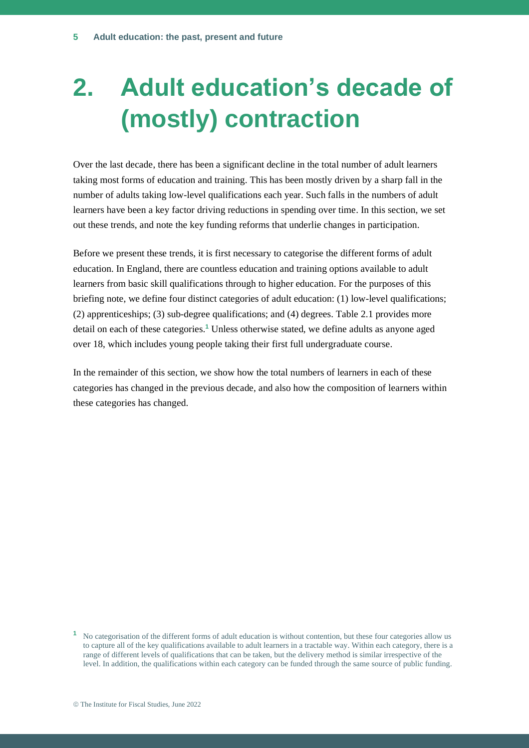# 2. Adult education's decade of (mostly) contraction

Over the last decade, there has been a significant decline in the total number of adult learners taking most forms of education and training. This has been mostly driven by a sharp fall in the number of adults taking low-level qualifications each year. Such falls in the numbers of adult learners have been a key factor driving reductions in spending over time. In this section, we set out these trends, and note the key funding reforms that underlie changes in participation.

Before we present these trends, it is first necessary to categorise the different forms of adult education. In England, there are countless education and training options available to adult learners from basic skill qualifications through to higher education. For the purposes of this briefing note, we define four distinct categories of adult education: (1) low-level qualifications; (2) apprenticeships; (3) sub-degree qualifications; and (4) degrees. Table 2.1 provides more detail on each of these categories.[1] Unless otherwise stated, we define adults as anyone aged over 18, which includes young people taking their first full undergraduate course.

In the remainder of this section, we show how the total numbers of learners in each of these categories has changed in the previous decade, and also how the composition of learners within these categories has changed.

[1] No categorisation of the different forms of adult education is without contention, but these four categories allow us to capture all of the key qualifications available to adult learners in a tractable way. Within each category, there is a range of different levels of qualifications that can be taken, but the delivery method is similar irrespective of the level. In addition, the qualifications within each category can be funded through the same source of public funding.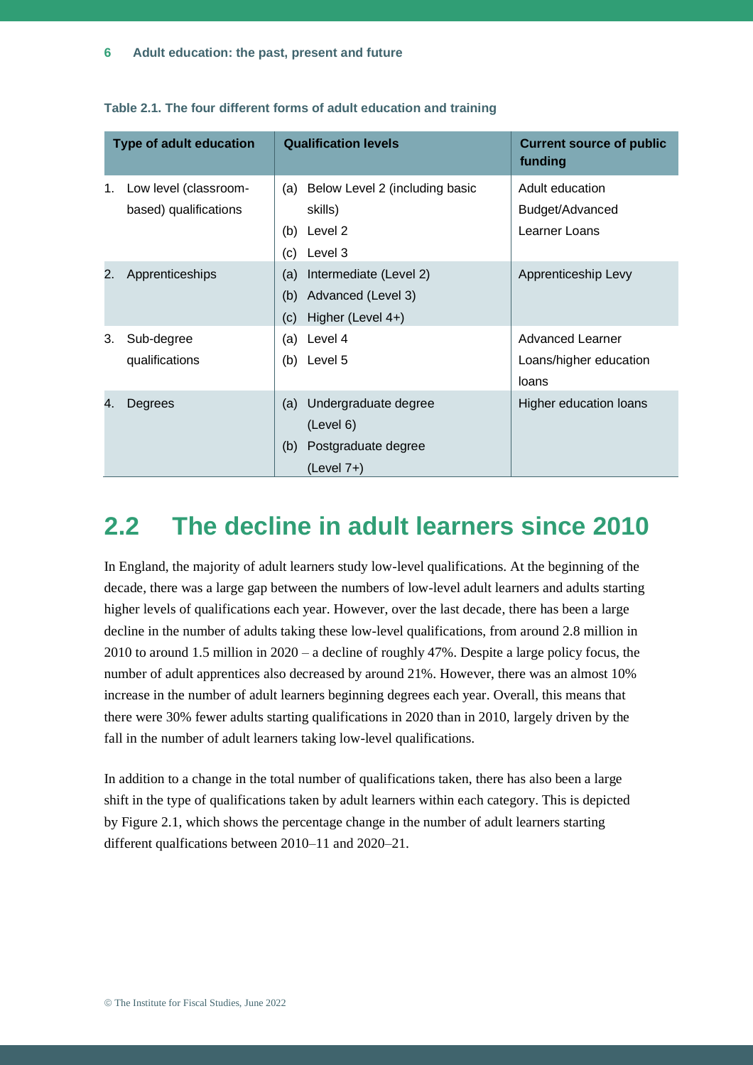**Table 2.1. The four different forms of adult education and training**

| Type of adult education | Qualification levels | Current source of public funding |
|---|---|---|
| 1. Low level (classroom-based) qualifications | (a) Below Level 2 (including basic skills)<br>(b) Level 2<br>(c) Level 3 | Adult education Budget/Advanced Learner Loans |
| 2. Apprenticeships | (a) Intermediate (Level 2)<br>(b) Advanced (Level 3)<br>(c) Higher (Level 4+) | Apprenticeship Levy |
| 3. Sub-degree qualifications | (a) Level 4<br>(b) Level 5 | Advanced Learner Loans/higher education loans |
| 4. Degrees | (a) Undergraduate degree (Level 6)<br>(b) Postgraduate degree (Level 7+) | Higher education loans |

## 2.2 The decline in adult learners since 2010

In England, the majority of adult learners study low-level qualifications. At the beginning of the decade, there was a large gap between the numbers of low-level adult learners and adults starting higher levels of qualifications each year. However, over the last decade, there has been a large decline in the number of adults taking these low-level qualifications, from around 2.8 million in 2010 to around 1.5 million in 2020 – a decline of roughly 47%. Despite a large policy focus, the number of adult apprentices also decreased by around 21%. However, there was an almost 10% increase in the number of adult learners beginning degrees each year. Overall, this means that there were 30% fewer adults starting qualifications in 2020 than in 2010, largely driven by the fall in the number of adult learners taking low-level qualifications.

In addition to a change in the total number of qualifications taken, there has also been a large shift in the type of qualifications taken by adult learners within each category. This is depicted by Figure 2.1, which shows the percentage change in the number of adult learners starting different qualfications between 2010–11 and 2020–21.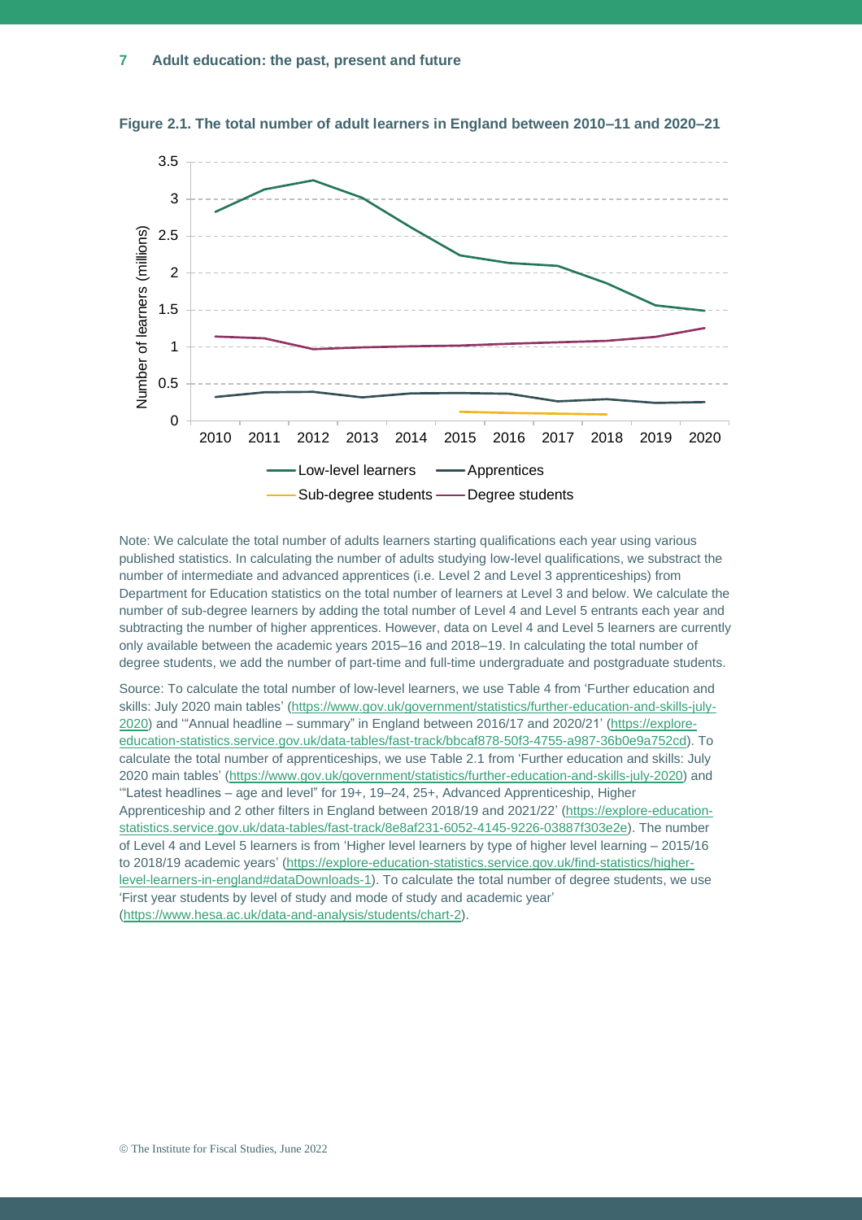**Figure 2.1. The total number of adult learners in England between 2010–11 and 2020–21**

Note: We calculate the total number of adults learners starting qualifications each year using various published statistics. In calculating the number of adults studying low-level qualifications, we substract the number of intermediate and advanced apprentices (i.e. Level 2 and Level 3 apprenticeships) from Department for Education statistics on the total number of learners at Level 3 and below. We calculate the number of sub-degree learners by adding the total number of Level 4 and Level 5 entrants each year and subtracting the number of higher apprentices. However, data on Level 4 and Level 5 learners are currently only available between the academic years 2015–16 and 2018–19. In calculating the total number of degree students, we add the number of part-time and full-time undergraduate and postgraduate students.

Source: To calculate the total number of low-level learners, we use Table 4 from 'Further education and skills: July 2020 main tables' (https://www.gov.uk/government/statistics/further-education-and-skills-july-2020) and '"Annual headline – summary" in England between 2016/17 and 2020/21' (https://explore-education-statistics.service.gov.uk/data-tables/fast-track/bbcaf878-50f3-4755-a987-36b0e9a752cd). To calculate the total number of apprenticeships, we use Table 2.1 from 'Further education and skills: July 2020 main tables' (https://www.gov.uk/government/statistics/further-education-and-skills-july-2020) and '"Latest headlines – age and level" for 19+, 19–24, 25+, Advanced Apprenticeship, Higher Apprenticeship and 2 other filters in England between 2018/19 and 2021/22' (https://explore-education-statistics.service.gov.uk/data-tables/fast-track/8e8af231-6052-4145-9226-03887f303e2e). The number of Level 4 and Level 5 learners is from 'Higher level learners by type of higher level learning – 2015/16 to 2018/19 academic years' (https://explore-education-statistics.service.gov.uk/find-statistics/higher-level-learners-in-england#dataDownloads-1). To calculate the total number of degree students, we use 'First year students by level of study and mode of study and academic year' (https://www.hesa.ac.uk/data-and-analysis/students/chart-2).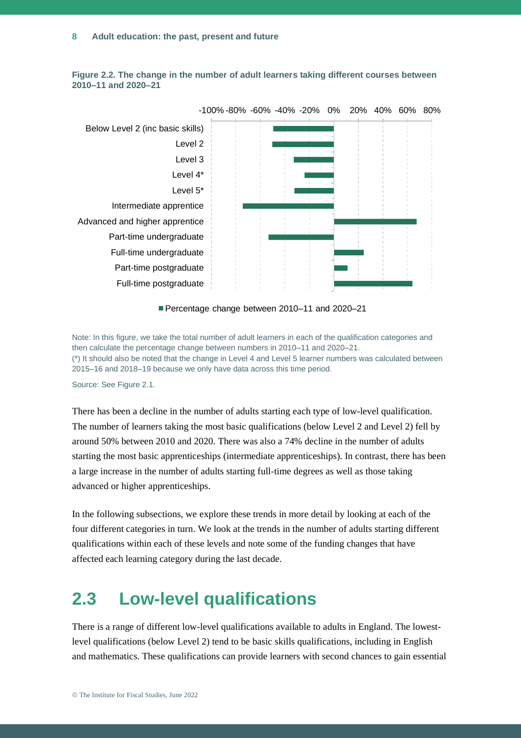**Figure 2.2. The change in the number of adult learners taking different courses between 2010–11 and 2020–21**

Note: In this figure, we take the total number of adult learners in each of the qualification categories and then calculate the percentage change between numbers in 2010–11 and 2020–21.
(*) It should also be noted that the change in Level 4 and Level 5 learner numbers was calculated between 2015–16 and 2018–19 because we only have data across this time period.

Source: See Figure 2.1.

There has been a decline in the number of adults starting each type of low-level qualification. The number of learners taking the most basic qualifications (below Level 2 and Level 2) fell by around 50% between 2010 and 2020. There was also a 74% decline in the number of adults starting the most basic apprenticeships (intermediate apprenticeships). In contrast, there has been a large increase in the number of adults starting full-time degrees as well as those taking advanced or higher apprenticeships.

In the following subsections, we explore these trends in more detail by looking at each of the four different categories in turn. We look at the trends in the number of adults starting different qualifications within each of these levels and note some of the funding changes that have affected each learning category during the last decade.

## 2.3 Low-level qualifications

There is a range of different low-level qualifications available to adults in England. The lowest-level qualifications (below Level 2) tend to be basic skills qualifications, including in English and mathematics. These qualifications can provide learners with second chances to gain essential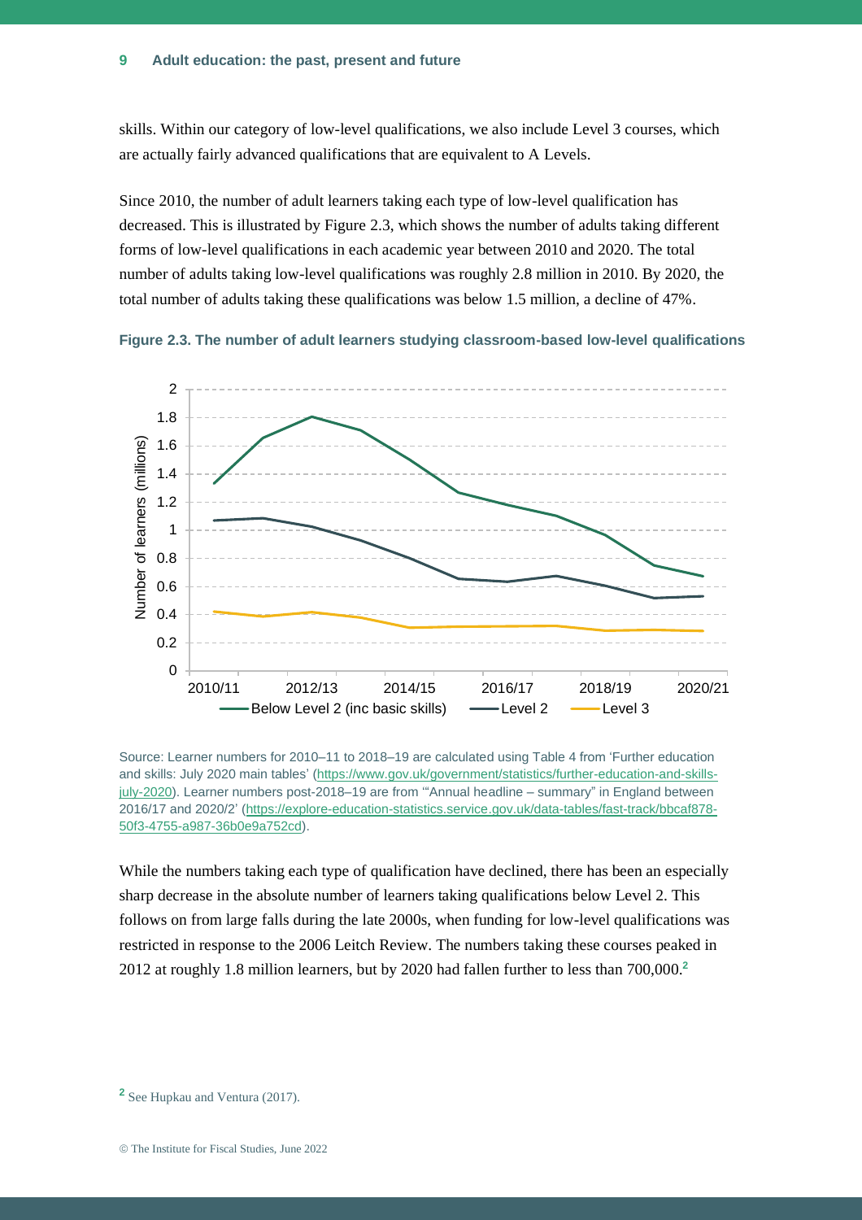skills. Within our category of low-level qualifications, we also include Level 3 courses, which are actually fairly advanced qualifications that are equivalent to A Levels.

Since 2010, the number of adult learners taking each type of low-level qualification has decreased. This is illustrated by Figure 2.3, which shows the number of adults taking different forms of low-level qualifications in each academic year between 2010 and 2020. The total number of adults taking low-level qualifications was roughly 2.8 million in 2010. By 2020, the total number of adults taking these qualifications was below 1.5 million, a decline of 47%.

**Figure 2.3. The number of adult learners studying classroom-based low-level qualifications**

Source: Learner numbers for 2010–11 to 2018–19 are calculated using Table 4 from 'Further education and skills: July 2020 main tables' (https://www.gov.uk/government/statistics/further-education-and-skills-july-2020). Learner numbers post-2018–19 are from '"Annual headline – summary" in England between 2016/17 and 2020/2' (https://explore-education-statistics.service.gov.uk/data-tables/fast-track/bbcaf878-50f3-4755-a987-36b0e9a752cd).

While the numbers taking each type of qualification have declined, there has been an especially sharp decrease in the absolute number of learners taking qualifications below Level 2. This follows on from large falls during the late 2000s, when funding for low-level qualifications was restricted in response to the 2006 Leitch Review. The numbers taking these courses peaked in 2012 at roughly 1.8 million learners, but by 2020 had fallen further to less than 700,000.[2]

[2] See Hupkau and Ventura (2017).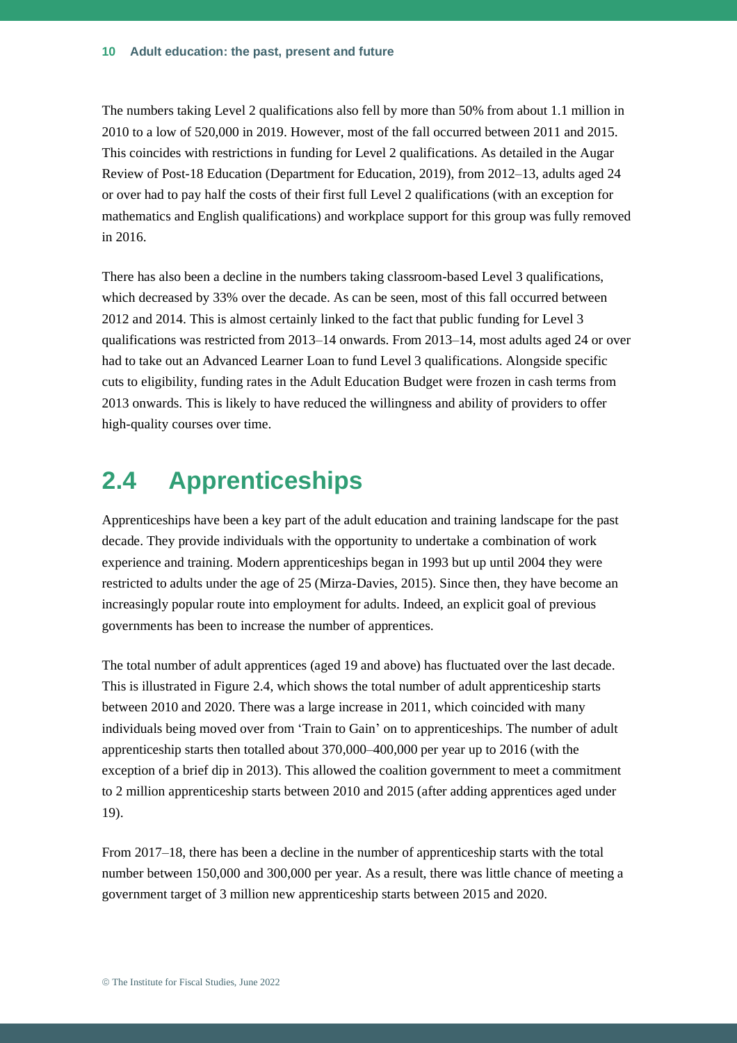The numbers taking Level 2 qualifications also fell by more than 50% from about 1.1 million in 2010 to a low of 520,000 in 2019. However, most of the fall occurred between 2011 and 2015. This coincides with restrictions in funding for Level 2 qualifications. As detailed in the Augar Review of Post-18 Education (Department for Education, 2019), from 2012–13, adults aged 24 or over had to pay half the costs of their first full Level 2 qualifications (with an exception for mathematics and English qualifications) and workplace support for this group was fully removed in 2016.

There has also been a decline in the numbers taking classroom-based Level 3 qualifications, which decreased by 33% over the decade. As can be seen, most of this fall occurred between 2012 and 2014. This is almost certainly linked to the fact that public funding for Level 3 qualifications was restricted from 2013–14 onwards. From 2013–14, most adults aged 24 or over had to take out an Advanced Learner Loan to fund Level 3 qualifications. Alongside specific cuts to eligibility, funding rates in the Adult Education Budget were frozen in cash terms from 2013 onwards. This is likely to have reduced the willingness and ability of providers to offer high-quality courses over time.

## 2.4 Apprenticeships

Apprenticeships have been a key part of the adult education and training landscape for the past decade. They provide individuals with the opportunity to undertake a combination of work experience and training. Modern apprenticeships began in 1993 but up until 2004 they were restricted to adults under the age of 25 (Mirza-Davies, 2015). Since then, they have become an increasingly popular route into employment for adults. Indeed, an explicit goal of previous governments has been to increase the number of apprentices.

The total number of adult apprentices (aged 19 and above) has fluctuated over the last decade. This is illustrated in Figure 2.4, which shows the total number of adult apprenticeship starts between 2010 and 2020. There was a large increase in 2011, which coincided with many individuals being moved over from 'Train to Gain' on to apprenticeships. The number of adult apprenticeship starts then totalled about 370,000–400,000 per year up to 2016 (with the exception of a brief dip in 2013). This allowed the coalition government to meet a commitment to 2 million apprenticeship starts between 2010 and 2015 (after adding apprentices aged under 19).

From 2017–18, there has been a decline in the number of apprenticeship starts with the total number between 150,000 and 300,000 per year. As a result, there was little chance of meeting a government target of 3 million new apprenticeship starts between 2015 and 2020.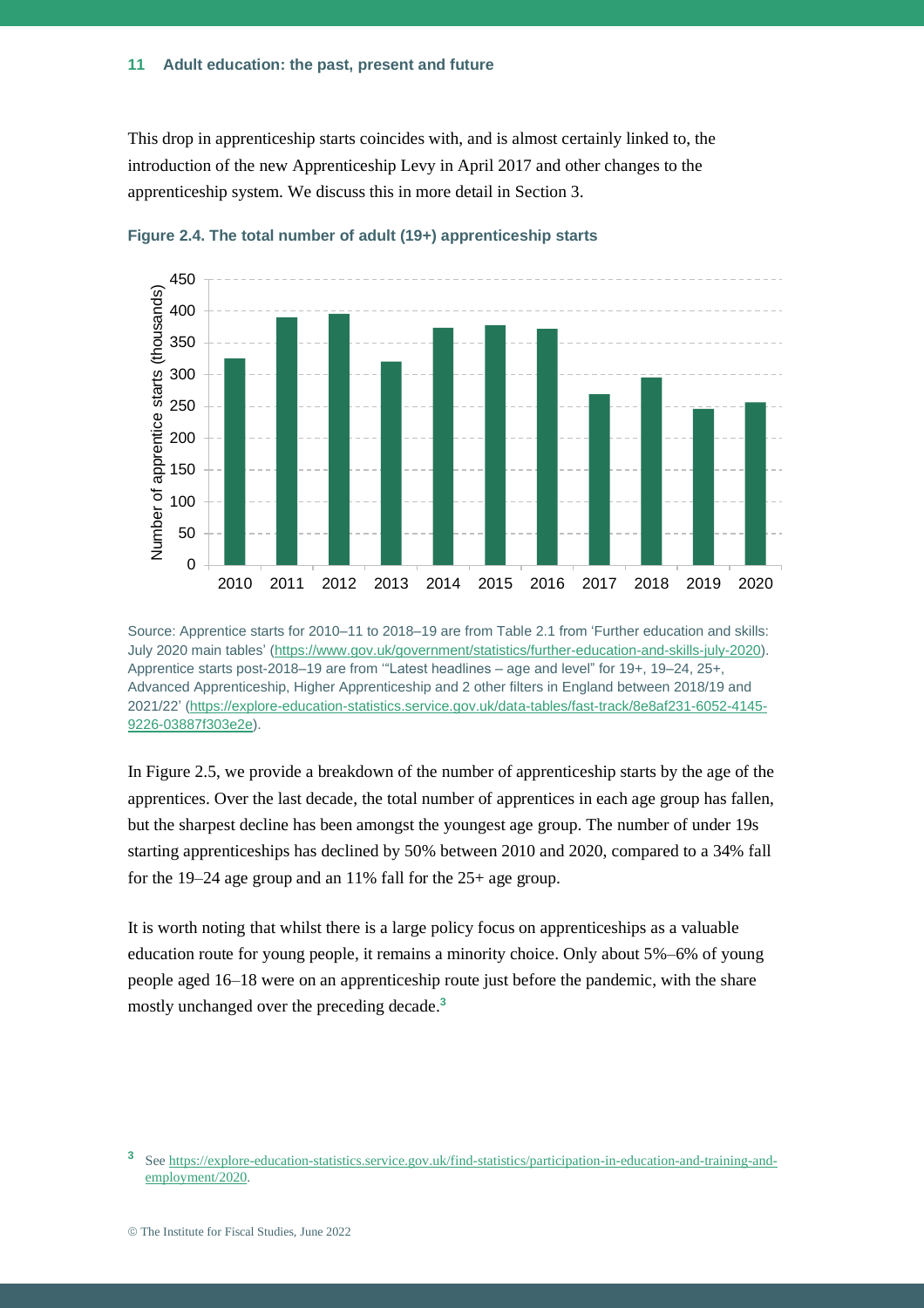This drop in apprenticeship starts coincides with, and is almost certainly linked to, the introduction of the new Apprenticeship Levy in April 2017 and other changes to the apprenticeship system. We discuss this in more detail in Section 3.

**Figure 2.4. The total number of adult (19+) apprenticeship starts**

Source: Apprentice starts for 2010–11 to 2018–19 are from Table 2.1 from 'Further education and skills: July 2020 main tables' (https://www.gov.uk/government/statistics/further-education-and-skills-july-2020). Apprentice starts post-2018–19 are from '"Latest headlines – age and level" for 19+, 19–24, 25+, Advanced Apprenticeship, Higher Apprenticeship and 2 other filters in England between 2018/19 and 2021/22' (https://explore-education-statistics.service.gov.uk/data-tables/fast-track/8e8af231-6052-4145-9226-03887f303e2e).

In Figure 2.5, we provide a breakdown of the number of apprenticeship starts by the age of the apprentices. Over the last decade, the total number of apprentices in each age group has fallen, but the sharpest decline has been amongst the youngest age group. The number of under 19s starting apprenticeships has declined by 50% between 2010 and 2020, compared to a 34% fall for the 19–24 age group and an 11% fall for the 25+ age group.

It is worth noting that whilst there is a large policy focus on apprenticeships as a valuable education route for young people, it remains a minority choice. Only about 5%–6% of young people aged 16–18 were on an apprenticeship route just before the pandemic, with the share mostly unchanged over the preceding decade.[3]

[3] See https://explore-education-statistics.service.gov.uk/find-statistics/participation-in-education-and-training-and-employment/2020.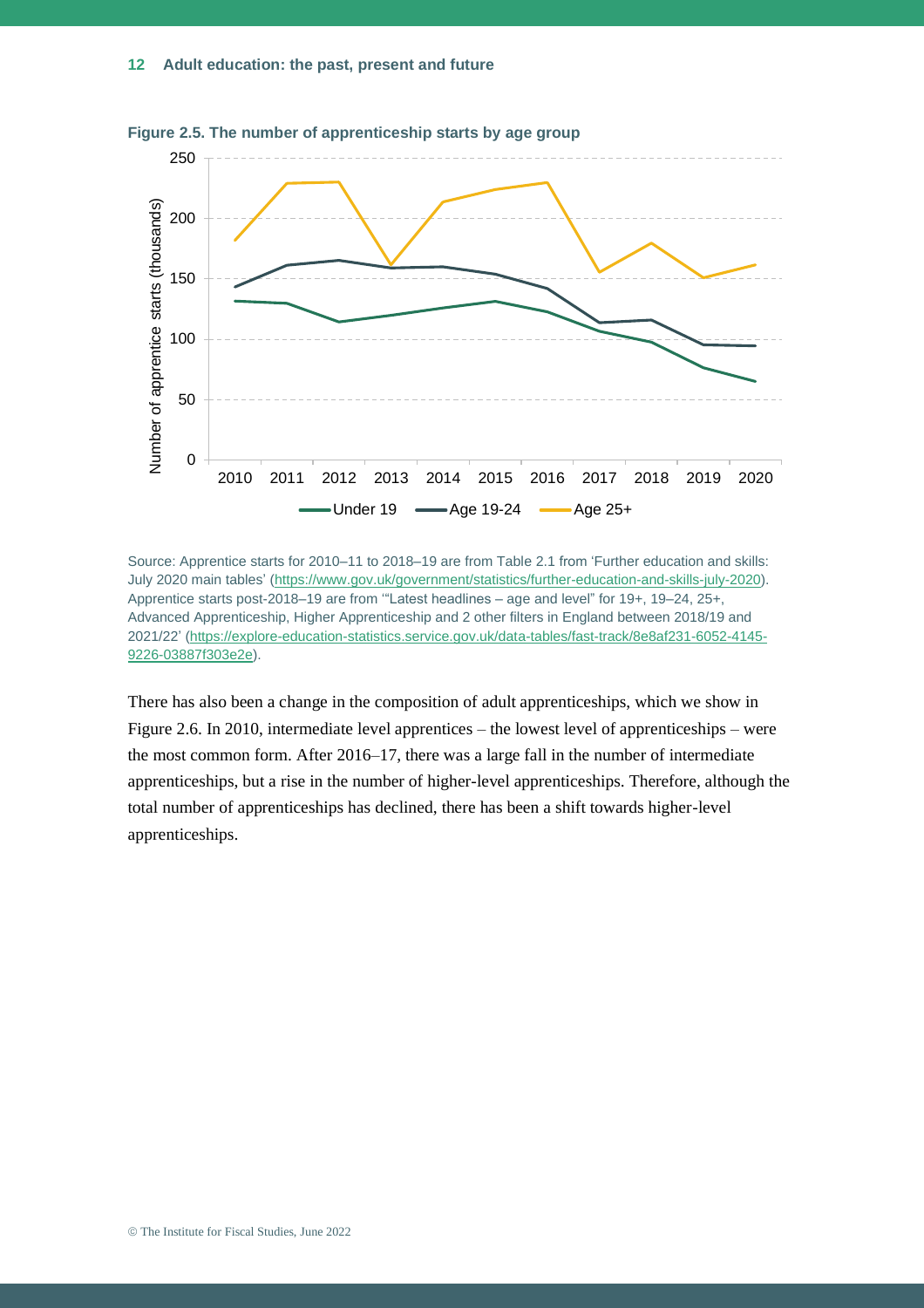**Figure 2.5. The number of apprenticeship starts by age group**

Source: Apprentice starts for 2010–11 to 2018–19 are from Table 2.1 from 'Further education and skills: July 2020 main tables' (https://www.gov.uk/government/statistics/further-education-and-skills-july-2020). Apprentice starts post-2018–19 are from '"Latest headlines – age and level" for 19+, 19–24, 25+, Advanced Apprenticeship, Higher Apprenticeship and 2 other filters in England between 2018/19 and 2021/22' (https://explore-education-statistics.service.gov.uk/data-tables/fast-track/8e8af231-6052-4145-9226-03887f303e2e).

There has also been a change in the composition of adult apprenticeships, which we show in Figure 2.6. In 2010, intermediate level apprentices – the lowest level of apprenticeships – were the most common form. After 2016–17, there was a large fall in the number of intermediate apprenticeships, but a rise in the number of higher-level apprenticeships. Therefore, although the total number of apprenticeships has declined, there has been a shift towards higher-level apprenticeships.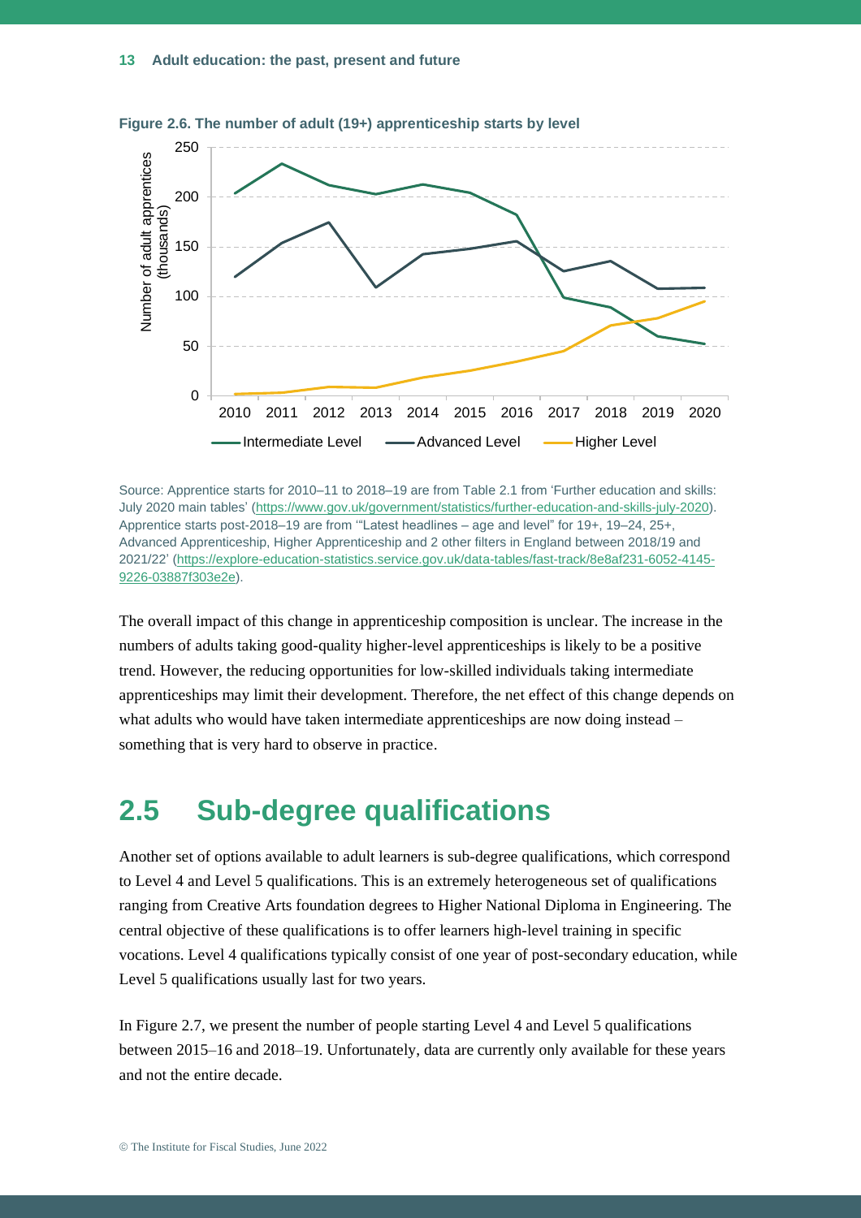**Figure 2.6. The number of adult (19+) apprenticeship starts by level**

Source: Apprentice starts for 2010–11 to 2018–19 are from Table 2.1 from 'Further education and skills: July 2020 main tables' (https://www.gov.uk/government/statistics/further-education-and-skills-july-2020). Apprentice starts post-2018–19 are from '"Latest headlines – age and level" for 19+, 19–24, 25+, Advanced Apprenticeship, Higher Apprenticeship and 2 other filters in England between 2018/19 and 2021/22' (https://explore-education-statistics.service.gov.uk/data-tables/fast-track/8e8af231-6052-4145-9226-03887f303e2e).

The overall impact of this change in apprenticeship composition is unclear. The increase in the numbers of adults taking good-quality higher-level apprenticeships is likely to be a positive trend. However, the reducing opportunities for low-skilled individuals taking intermediate apprenticeships may limit their development. Therefore, the net effect of this change depends on what adults who would have taken intermediate apprenticeships are now doing instead – something that is very hard to observe in practice.

## 2.5 Sub-degree qualifications

Another set of options available to adult learners is sub-degree qualifications, which correspond to Level 4 and Level 5 qualifications. This is an extremely heterogeneous set of qualifications ranging from Creative Arts foundation degrees to Higher National Diploma in Engineering. The central objective of these qualifications is to offer learners high-level training in specific vocations. Level 4 qualifications typically consist of one year of post-secondary education, while Level 5 qualifications usually last for two years.

In Figure 2.7, we present the number of people starting Level 4 and Level 5 qualifications between 2015–16 and 2018–19. Unfortunately, data are currently only available for these years and not the entire decade.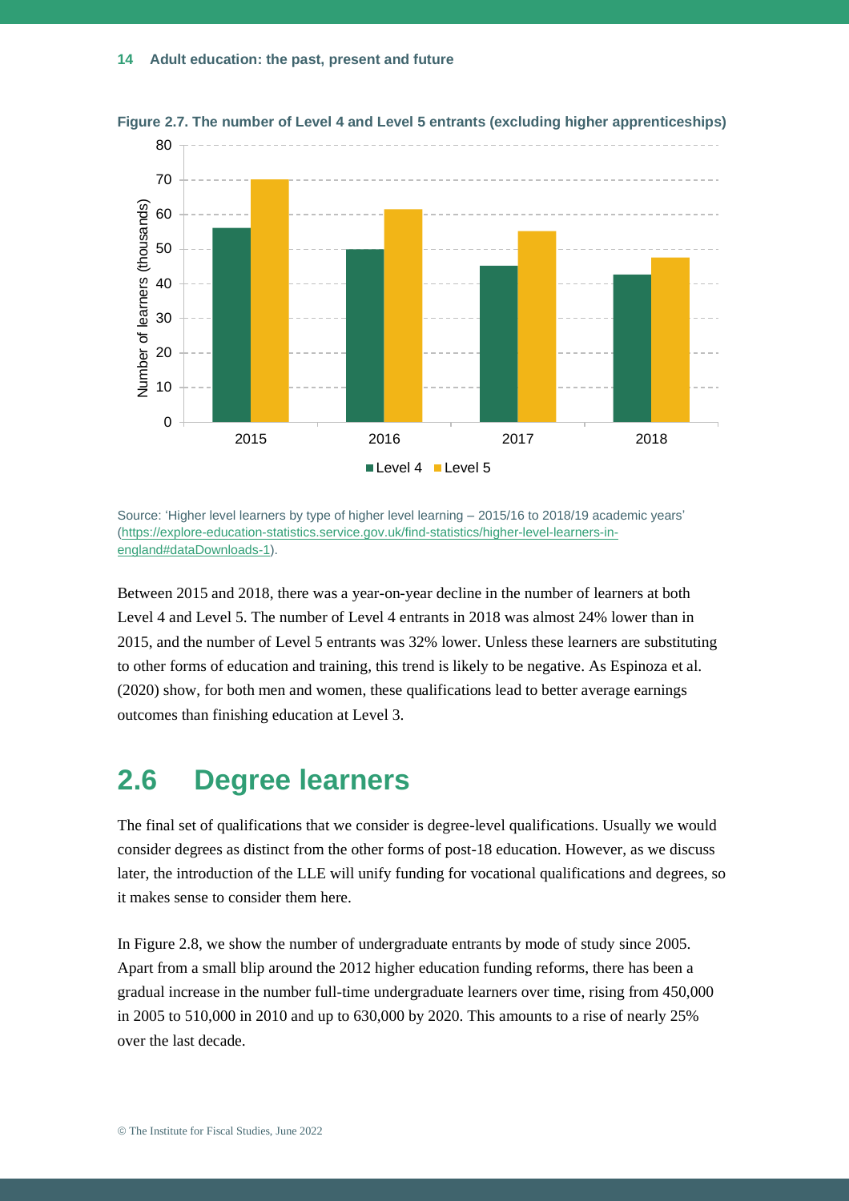**Figure 2.7. The number of Level 4 and Level 5 entrants (excluding higher apprenticeships)**

Source: 'Higher level learners by type of higher level learning – 2015/16 to 2018/19 academic years' (https://explore-education-statistics.service.gov.uk/find-statistics/higher-level-learners-in-england#dataDownloads-1).

Between 2015 and 2018, there was a year-on-year decline in the number of learners at both Level 4 and Level 5. The number of Level 4 entrants in 2018 was almost 24% lower than in 2015, and the number of Level 5 entrants was 32% lower. Unless these learners are substituting to other forms of education and training, this trend is likely to be negative. As Espinoza et al. (2020) show, for both men and women, these qualifications lead to better average earnings outcomes than finishing education at Level 3.

## 2.6 Degree learners

The final set of qualifications that we consider is degree-level qualifications. Usually we would consider degrees as distinct from the other forms of post-18 education. However, as we discuss later, the introduction of the LLE will unify funding for vocational qualifications and degrees, so it makes sense to consider them here.

In Figure 2.8, we show the number of undergraduate entrants by mode of study since 2005. Apart from a small blip around the 2012 higher education funding reforms, there has been a gradual increase in the number full-time undergraduate learners over time, rising from 450,000 in 2005 to 510,000 in 2010 and up to 630,000 by 2020. This amounts to a rise of nearly 25% over the last decade.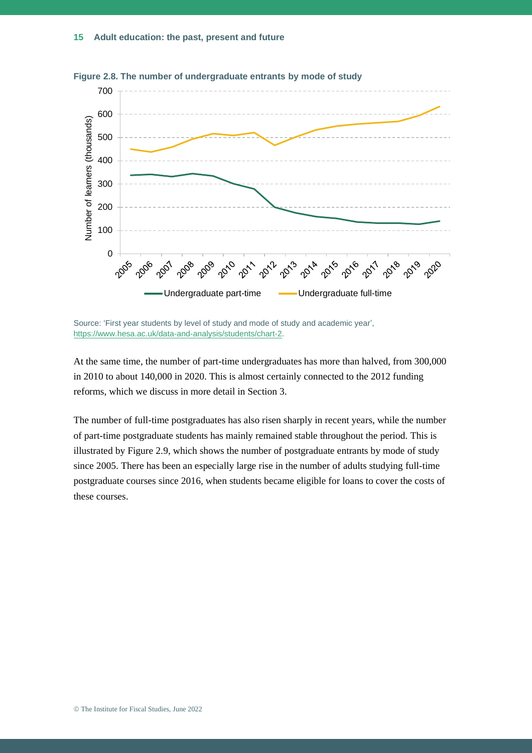**Figure 2.8. The number of undergraduate entrants by mode of study**

Source: 'First year students by level of study and mode of study and academic year', https://www.hesa.ac.uk/data-and-analysis/students/chart-2.

At the same time, the number of part-time undergraduates has more than halved, from 300,000 in 2010 to about 140,000 in 2020. This is almost certainly connected to the 2012 funding reforms, which we discuss in more detail in Section 3.

The number of full-time postgraduates has also risen sharply in recent years, while the number of part-time postgraduate students has mainly remained stable throughout the period. This is illustrated by Figure 2.9, which shows the number of postgraduate entrants by mode of study since 2005. There has been an especially large rise in the number of adults studying full-time postgraduate courses since 2016, when students became eligible for loans to cover the costs of these courses.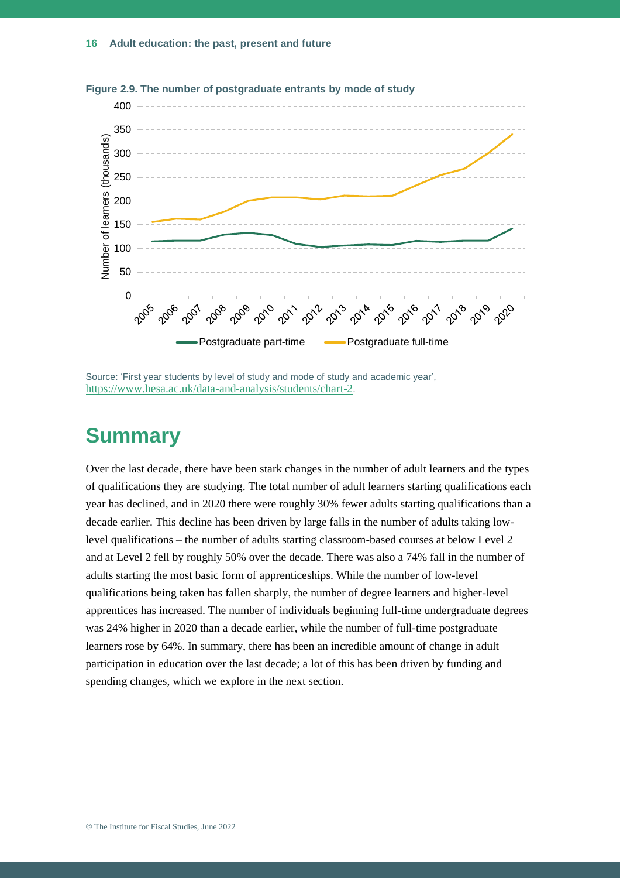**Figure 2.9. The number of postgraduate entrants by mode of study**

Source: 'First year students by level of study and mode of study and academic year', https://www.hesa.ac.uk/data-and-analysis/students/chart-2.

## Summary

Over the last decade, there have been stark changes in the number of adult learners and the types of qualifications they are studying. The total number of adult learners starting qualifications each year has declined, and in 2020 there were roughly 30% fewer adults starting qualifications than a decade earlier. This decline has been driven by large falls in the number of adults taking low-level qualifications – the number of adults starting classroom-based courses at below Level 2 and at Level 2 fell by roughly 50% over the decade. There was also a 74% fall in the number of adults starting the most basic form of apprenticeships. While the number of low-level qualifications being taken has fallen sharply, the number of degree learners and higher-level apprentices has increased. The number of individuals beginning full-time undergraduate degrees was 24% higher in 2020 than a decade earlier, while the number of full-time postgraduate learners rose by 64%. In summary, there has been an incredible amount of change in adult participation in education over the last decade; a lot of this has been driven by funding and spending changes, which we explore in the next section.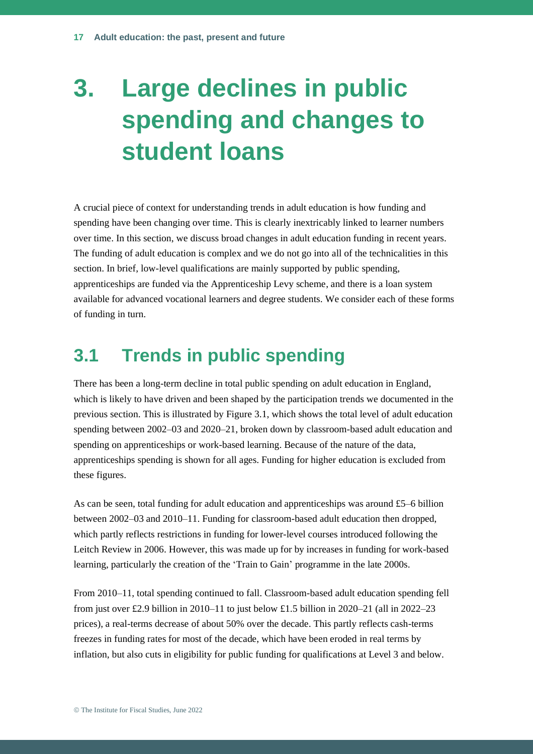# 3. Large declines in public spending and changes to student loans

A crucial piece of context for understanding trends in adult education is how funding and spending have been changing over time. This is clearly inextricably linked to learner numbers over time. In this section, we discuss broad changes in adult education funding in recent years. The funding of adult education is complex and we do not go into all of the technicalities in this section. In brief, low-level qualifications are mainly supported by public spending, apprenticeships are funded via the Apprenticeship Levy scheme, and there is a loan system available for advanced vocational learners and degree students. We consider each of these forms of funding in turn.

## 3.1 Trends in public spending

There has been a long-term decline in total public spending on adult education in England, which is likely to have driven and been shaped by the participation trends we documented in the previous section. This is illustrated by Figure 3.1, which shows the total level of adult education spending between 2002–03 and 2020–21, broken down by classroom-based adult education and spending on apprenticeships or work-based learning. Because of the nature of the data, apprenticeships spending is shown for all ages. Funding for higher education is excluded from these figures.

As can be seen, total funding for adult education and apprenticeships was around £5–6 billion between 2002–03 and 2010–11. Funding for classroom-based adult education then dropped, which partly reflects restrictions in funding for lower-level courses introduced following the Leitch Review in 2006. However, this was made up for by increases in funding for work-based learning, particularly the creation of the 'Train to Gain' programme in the late 2000s.

From 2010–11, total spending continued to fall. Classroom-based adult education spending fell from just over £2.9 billion in 2010–11 to just below £1.5 billion in 2020–21 (all in 2022–23 prices), a real-terms decrease of about 50% over the decade. This partly reflects cash-terms freezes in funding rates for most of the decade, which have been eroded in real terms by inflation, but also cuts in eligibility for public funding for qualifications at Level 3 and below.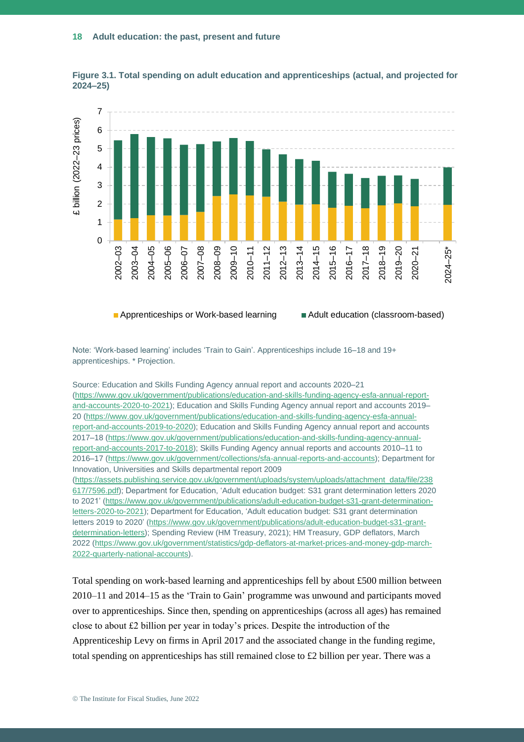**Figure 3.1. Total spending on adult education and apprenticeships (actual, and projected for 2024–25)**

Note: 'Work-based learning' includes 'Train to Gain'. Apprenticeships include 16–18 and 19+ apprenticeships. * Projection.

Source: Education and Skills Funding Agency annual report and accounts 2020–21 (https://www.gov.uk/government/publications/education-and-skills-funding-agency-esfa-annual-report-and-accounts-2020-to-2021); Education and Skills Funding Agency annual report and accounts 2019–20 (https://www.gov.uk/government/publications/education-and-skills-funding-agency-esfa-annual-report-and-accounts-2019-to-2020); Education and Skills Funding Agency annual report and accounts 2017–18 (https://www.gov.uk/government/publications/education-and-skills-funding-agency-annual-report-and-accounts-2017-to-2018); Skills Funding Agency annual reports and accounts 2010–11 to 2016–17 (https://www.gov.uk/government/collections/sfa-annual-reports-and-accounts); Department for Innovation, Universities and Skills departmental report 2009 (https://assets.publishing.service.gov.uk/government/uploads/system/uploads/attachment_data/file/238617/7596.pdf); Department for Education, 'Adult education budget: S31 grant determination letters 2020 to 2021' (https://www.gov.uk/government/publications/adult-education-budget-s31-grant-determination-letters-2020-to-2021); Department for Education, 'Adult education budget: S31 grant determination letters 2019 to 2020' (https://www.gov.uk/government/publications/adult-education-budget-s31-grant-determination-letters); Spending Review (HM Treasury, 2021); HM Treasury, GDP deflators, March 2022 (https://www.gov.uk/government/statistics/gdp-deflators-at-market-prices-and-money-gdp-march-2022-quarterly-national-accounts).

Total spending on work-based learning and apprenticeships fell by about £500 million between 2010–11 and 2014–15 as the 'Train to Gain' programme was unwound and participants moved over to apprenticeships. Since then, spending on apprenticeships (across all ages) has remained close to about £2 billion per year in today's prices. Despite the introduction of the Apprenticeship Levy on firms in April 2017 and the associated change in the funding regime, total spending on apprenticeships has still remained close to £2 billion per year. There was a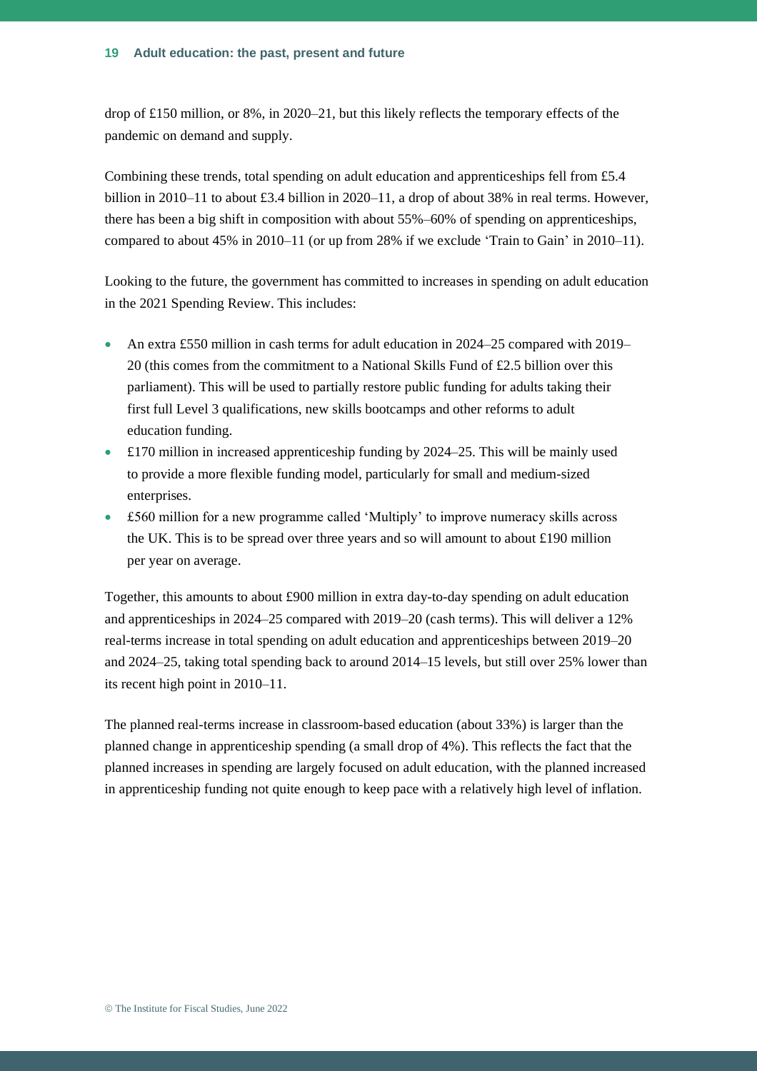drop of £150 million, or 8%, in 2020–21, but this likely reflects the temporary effects of the pandemic on demand and supply.

Combining these trends, total spending on adult education and apprenticeships fell from £5.4 billion in 2010–11 to about £3.4 billion in 2020–11, a drop of about 38% in real terms. However, there has been a big shift in composition with about 55%–60% of spending on apprenticeships, compared to about 45% in 2010–11 (or up from 28% if we exclude 'Train to Gain' in 2010–11).

Looking to the future, the government has committed to increases in spending on adult education in the 2021 Spending Review. This includes:

- An extra £550 million in cash terms for adult education in 2024–25 compared with 2019–20 (this comes from the commitment to a National Skills Fund of £2.5 billion over this parliament). This will be used to partially restore public funding for adults taking their first full Level 3 qualifications, new skills bootcamps and other reforms to adult education funding.
- £170 million in increased apprenticeship funding by 2024–25. This will be mainly used to provide a more flexible funding model, particularly for small and medium-sized enterprises.
- £560 million for a new programme called 'Multiply' to improve numeracy skills across the UK. This is to be spread over three years and so will amount to about £190 million per year on average.

Together, this amounts to about £900 million in extra day-to-day spending on adult education and apprenticeships in 2024–25 compared with 2019–20 (cash terms). This will deliver a 12% real-terms increase in total spending on adult education and apprenticeships between 2019–20 and 2024–25, taking total spending back to around 2014–15 levels, but still over 25% lower than its recent high point in 2010–11.

The planned real-terms increase in classroom-based education (about 33%) is larger than the planned change in apprenticeship spending (a small drop of 4%). This reflects the fact that the planned increases in spending are largely focused on adult education, with the planned increased in apprenticeship funding not quite enough to keep pace with a relatively high level of inflation.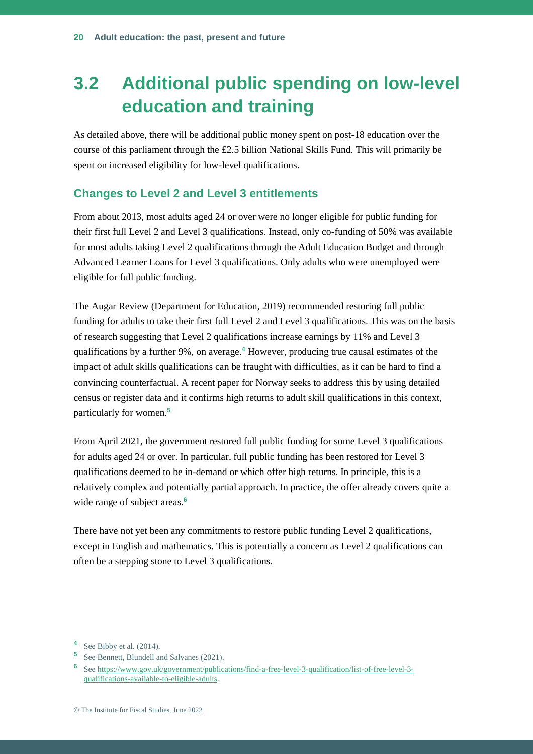## 3.2 Additional public spending on low-level education and training

As detailed above, there will be additional public money spent on post-18 education over the course of this parliament through the £2.5 billion National Skills Fund. This will primarily be spent on increased eligibility for low-level qualifications.

### Changes to Level 2 and Level 3 entitlements

From about 2013, most adults aged 24 or over were no longer eligible for public funding for their first full Level 2 and Level 3 qualifications. Instead, only co-funding of 50% was available for most adults taking Level 2 qualifications through the Adult Education Budget and through Advanced Learner Loans for Level 3 qualifications. Only adults who were unemployed were eligible for full public funding.

The Augar Review (Department for Education, 2019) recommended restoring full public funding for adults to take their first full Level 2 and Level 3 qualifications. This was on the basis of research suggesting that Level 2 qualifications increase earnings by 11% and Level 3 qualifications by a further 9%, on average.[4] However, producing true causal estimates of the impact of adult skills qualifications can be fraught with difficulties, as it can be hard to find a convincing counterfactual. A recent paper for Norway seeks to address this by using detailed census or register data and it confirms high returns to adult skill qualifications in this context, particularly for women.[5]

From April 2021, the government restored full public funding for some Level 3 qualifications for adults aged 24 or over. In particular, full public funding has been restored for Level 3 qualifications deemed to be in-demand or which offer high returns. In principle, this is a relatively complex and potentially partial approach. In practice, the offer already covers quite a wide range of subject areas.[6]

There have not yet been any commitments to restore public funding Level 2 qualifications, except in English and mathematics. This is potentially a concern as Level 2 qualifications can often be a stepping stone to Level 3 qualifications.

[4] See Bibby et al. (2014).

[5] See Bennett, Blundell and Salvanes (2021).

[6] See https://www.gov.uk/government/publications/find-a-free-level-3-qualification/list-of-free-level-3-qualifications-available-to-eligible-adults.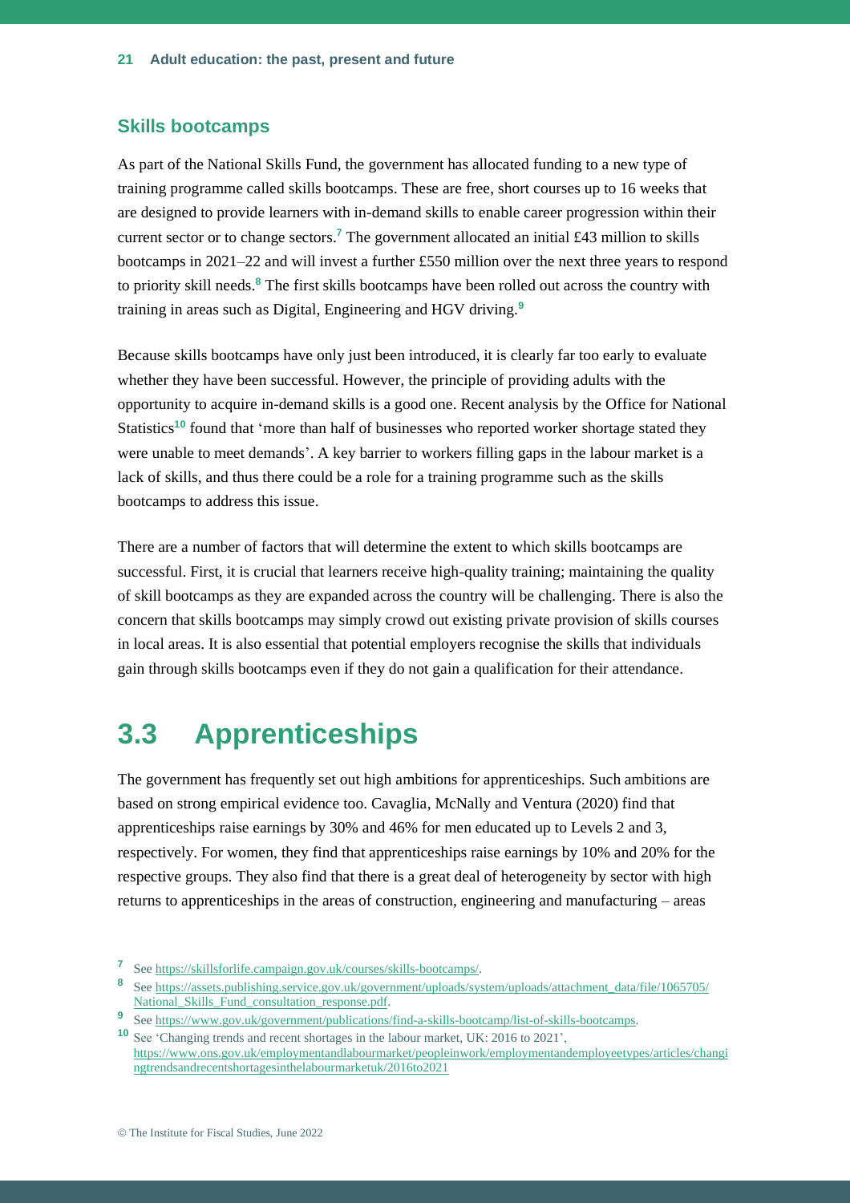### Skills bootcamps

As part of the National Skills Fund, the government has allocated funding to a new type of training programme called skills bootcamps. These are free, short courses up to 16 weeks that are designed to provide learners with in-demand skills to enable career progression within their current sector or to change sectors.[7] The government allocated an initial £43 million to skills bootcamps in 2021–22 and will invest a further £550 million over the next three years to respond to priority skill needs.[8] The first skills bootcamps have been rolled out across the country with training in areas such as Digital, Engineering and HGV driving.[9]

Because skills bootcamps have only just been introduced, it is clearly far too early to evaluate whether they have been successful. However, the principle of providing adults with the opportunity to acquire in-demand skills is a good one. Recent analysis by the Office for National Statistics[10] found that 'more than half of businesses who reported worker shortage stated they were unable to meet demands'. A key barrier to workers filling gaps in the labour market is a lack of skills, and thus there could be a role for a training programme such as the skills bootcamps to address this issue.

There are a number of factors that will determine the extent to which skills bootcamps are successful. First, it is crucial that learners receive high-quality training; maintaining the quality of skill bootcamps as they are expanded across the country will be challenging. There is also the concern that skills bootcamps may simply crowd out existing private provision of skills courses in local areas. It is also essential that potential employers recognise the skills that individuals gain through skills bootcamps even if they do not gain a qualification for their attendance.

## 3.3 Apprenticeships

The government has frequently set out high ambitions for apprenticeships. Such ambitions are based on strong empirical evidence too. Cavaglia, McNally and Ventura (2020) find that apprenticeships raise earnings by 30% and 46% for men educated up to Levels 2 and 3, respectively. For women, they find that apprenticeships raise earnings by 10% and 20% for the respective groups. They also find that there is a great deal of heterogeneity by sector with high returns to apprenticeships in the areas of construction, engineering and manufacturing – areas

[7] See https://skillsforlife.campaign.gov.uk/courses/skills-bootcamps/.

[8] See https://assets.publishing.service.gov.uk/government/uploads/system/uploads/attachment_data/file/1065705/National_Skills_Fund_consultation_response.pdf.

[9] See https://www.gov.uk/government/publications/find-a-skills-bootcamp/list-of-skills-bootcamps.

[10] See 'Changing trends and recent shortages in the labour market, UK: 2016 to 2021', https://www.ons.gov.uk/employmentandlabourmarket/peopleinwork/employmentandemployeetypes/articles/changingtrendsandrecentshortagesinthelabourmarketuk/2016to2021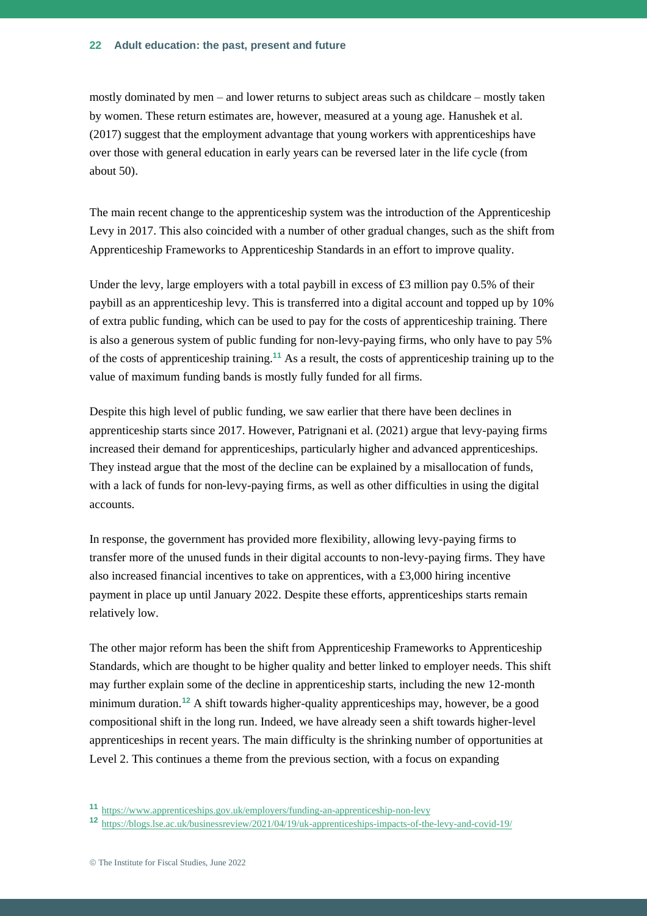mostly dominated by men – and lower returns to subject areas such as childcare – mostly taken by women. These return estimates are, however, measured at a young age. Hanushek et al. (2017) suggest that the employment advantage that young workers with apprenticeships have over those with general education in early years can be reversed later in the life cycle (from about 50).

The main recent change to the apprenticeship system was the introduction of the Apprenticeship Levy in 2017. This also coincided with a number of other gradual changes, such as the shift from Apprenticeship Frameworks to Apprenticeship Standards in an effort to improve quality.

Under the levy, large employers with a total paybill in excess of £3 million pay 0.5% of their paybill as an apprenticeship levy. This is transferred into a digital account and topped up by 10% of extra public funding, which can be used to pay for the costs of apprenticeship training. There is also a generous system of public funding for non-levy-paying firms, who only have to pay 5% of the costs of apprenticeship training.[11] As a result, the costs of apprenticeship training up to the value of maximum funding bands is mostly fully funded for all firms.

Despite this high level of public funding, we saw earlier that there have been declines in apprenticeship starts since 2017. However, Patrignani et al. (2021) argue that levy-paying firms increased their demand for apprenticeships, particularly higher and advanced apprenticeships. They instead argue that the most of the decline can be explained by a misallocation of funds, with a lack of funds for non-levy-paying firms, as well as other difficulties in using the digital accounts.

In response, the government has provided more flexibility, allowing levy-paying firms to transfer more of the unused funds in their digital accounts to non-levy-paying firms. They have also increased financial incentives to take on apprentices, with a £3,000 hiring incentive payment in place up until January 2022. Despite these efforts, apprenticeships starts remain relatively low.

The other major reform has been the shift from Apprenticeship Frameworks to Apprenticeship Standards, which are thought to be higher quality and better linked to employer needs. This shift may further explain some of the decline in apprenticeship starts, including the new 12-month minimum duration.[12] A shift towards higher-quality apprenticeships may, however, be a good compositional shift in the long run. Indeed, we have already seen a shift towards higher-level apprenticeships in recent years. The main difficulty is the shrinking number of opportunities at Level 2. This continues a theme from the previous section, with a focus on expanding

[11] https://www.apprenticeships.gov.uk/employers/funding-an-apprenticeship-non-levy

[12] https://blogs.lse.ac.uk/businessreview/2021/04/19/uk-apprenticeships-impacts-of-the-levy-and-covid-19/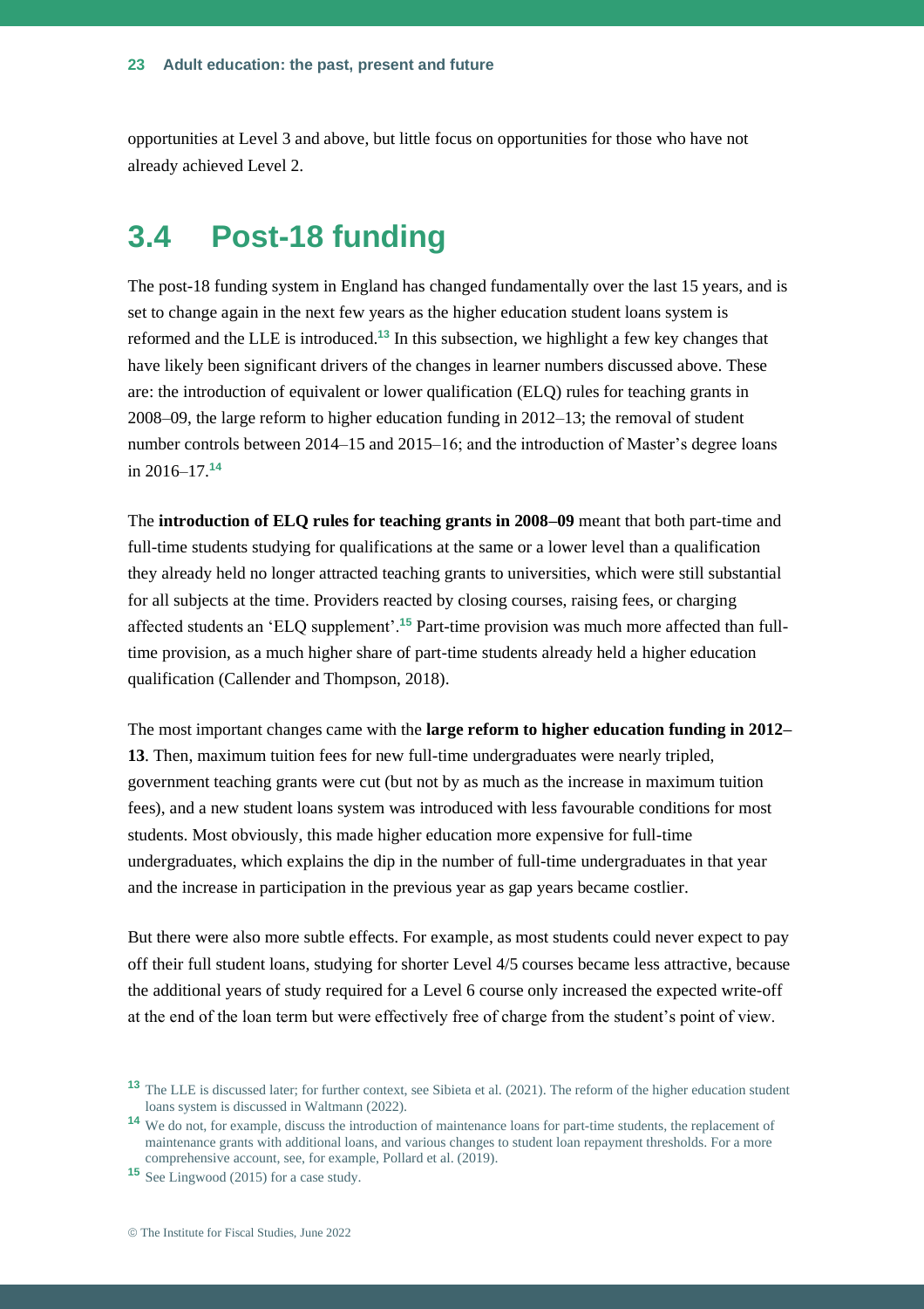opportunities at Level 3 and above, but little focus on opportunities for those who have not already achieved Level 2.

## 3.4 Post-18 funding

The post-18 funding system in England has changed fundamentally over the last 15 years, and is set to change again in the next few years as the higher education student loans system is reformed and the LLE is introduced.[13] In this subsection, we highlight a few key changes that have likely been significant drivers of the changes in learner numbers discussed above. These are: the introduction of equivalent or lower qualification (ELQ) rules for teaching grants in 2008–09, the large reform to higher education funding in 2012–13; the removal of student number controls between 2014–15 and 2015–16; and the introduction of Master's degree loans in 2016–17.[14]

The **introduction of ELQ rules for teaching grants in 2008–09** meant that both part-time and full-time students studying for qualifications at the same or a lower level than a qualification they already held no longer attracted teaching grants to universities, which were still substantial for all subjects at the time. Providers reacted by closing courses, raising fees, or charging affected students an 'ELQ supplement'.[15] Part-time provision was much more affected than full-time provision, as a much higher share of part-time students already held a higher education qualification (Callender and Thompson, 2018).

The most important changes came with the **large reform to higher education funding in 2012–13**. Then, maximum tuition fees for new full-time undergraduates were nearly tripled, government teaching grants were cut (but not by as much as the increase in maximum tuition fees), and a new student loans system was introduced with less favourable conditions for most students. Most obviously, this made higher education more expensive for full-time undergraduates, which explains the dip in the number of full-time undergraduates in that year and the increase in participation in the previous year as gap years became costlier.

But there were also more subtle effects. For example, as most students could never expect to pay off their full student loans, studying for shorter Level 4/5 courses became less attractive, because the additional years of study required for a Level 6 course only increased the expected write-off at the end of the loan term but were effectively free of charge from the student's point of view.

[13] The LLE is discussed later; for further context, see Sibieta et al. (2021). The reform of the higher education student loans system is discussed in Waltmann (2022).

[14] We do not, for example, discuss the introduction of maintenance loans for part-time students, the replacement of maintenance grants with additional loans, and various changes to student loan repayment thresholds. For a more comprehensive account, see, for example, Pollard et al. (2019).

[15] See Lingwood (2015) for a case study.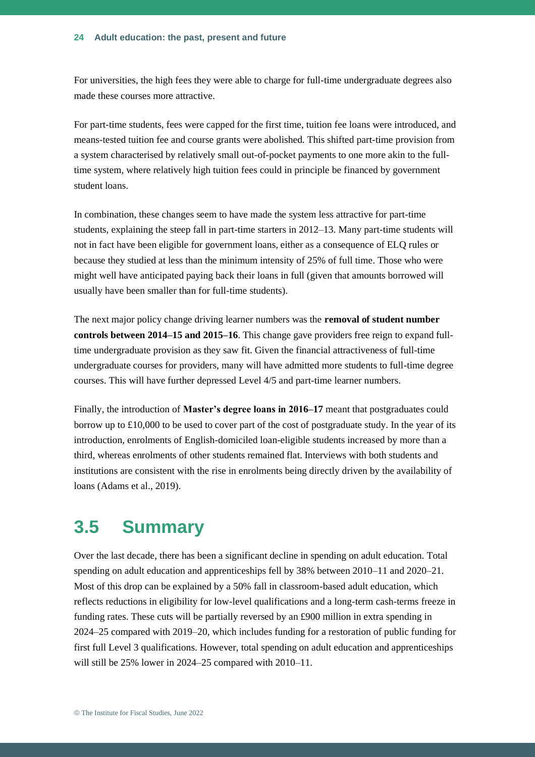For universities, the high fees they were able to charge for full-time undergraduate degrees also made these courses more attractive.

For part-time students, fees were capped for the first time, tuition fee loans were introduced, and means-tested tuition fee and course grants were abolished. This shifted part-time provision from a system characterised by relatively small out-of-pocket payments to one more akin to the full-time system, where relatively high tuition fees could in principle be financed by government student loans.

In combination, these changes seem to have made the system less attractive for part-time students, explaining the steep fall in part-time starters in 2012–13. Many part-time students will not in fact have been eligible for government loans, either as a consequence of ELQ rules or because they studied at less than the minimum intensity of 25% of full time. Those who were might well have anticipated paying back their loans in full (given that amounts borrowed will usually have been smaller than for full-time students).

The next major policy change driving learner numbers was the **removal of student number controls between 2014–15 and 2015–16**. This change gave providers free reign to expand full-time undergraduate provision as they saw fit. Given the financial attractiveness of full-time undergraduate courses for providers, many will have admitted more students to full-time degree courses. This will have further depressed Level 4/5 and part-time learner numbers.

Finally, the introduction of **Master's degree loans in 2016–17** meant that postgraduates could borrow up to £10,000 to be used to cover part of the cost of postgraduate study. In the year of its introduction, enrolments of English-domiciled loan-eligible students increased by more than a third, whereas enrolments of other students remained flat. Interviews with both students and institutions are consistent with the rise in enrolments being directly driven by the availability of loans (Adams et al., 2019).

## 3.5 Summary

Over the last decade, there has been a significant decline in spending on adult education. Total spending on adult education and apprenticeships fell by 38% between 2010–11 and 2020–21. Most of this drop can be explained by a 50% fall in classroom-based adult education, which reflects reductions in eligibility for low-level qualifications and a long-term cash-terms freeze in funding rates. These cuts will be partially reversed by an £900 million in extra spending in 2024–25 compared with 2019–20, which includes funding for a restoration of public funding for first full Level 3 qualifications. However, total spending on adult education and apprenticeships will still be 25% lower in 2024–25 compared with 2010–11.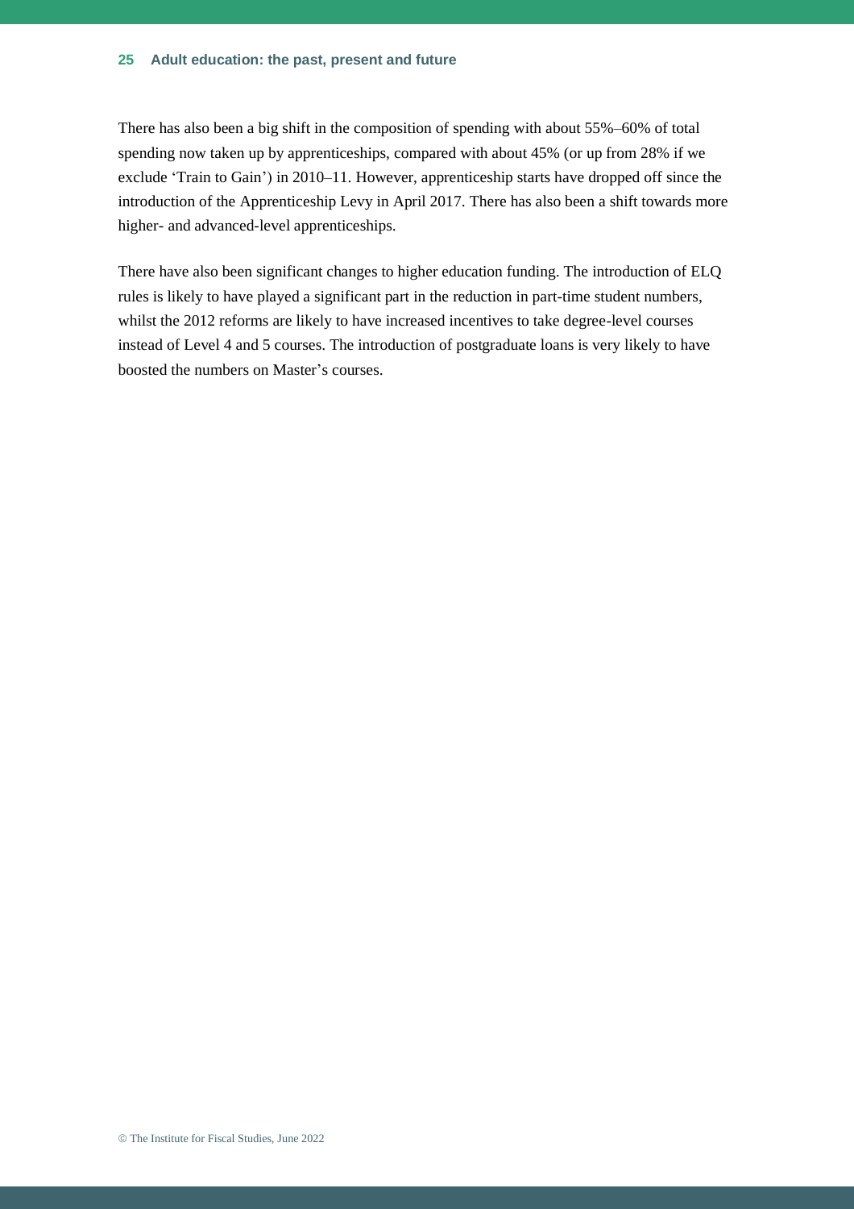There has also been a big shift in the composition of spending with about 55%–60% of total spending now taken up by apprenticeships, compared with about 45% (or up from 28% if we exclude 'Train to Gain') in 2010–11. However, apprenticeship starts have dropped off since the introduction of the Apprenticeship Levy in April 2017. There has also been a shift towards more higher- and advanced-level apprenticeships.

There have also been significant changes to higher education funding. The introduction of ELQ rules is likely to have played a significant part in the reduction in part-time student numbers, whilst the 2012 reforms are likely to have increased incentives to take degree-level courses instead of Level 4 and 5 courses. The introduction of postgraduate loans is very likely to have boosted the numbers on Master's courses.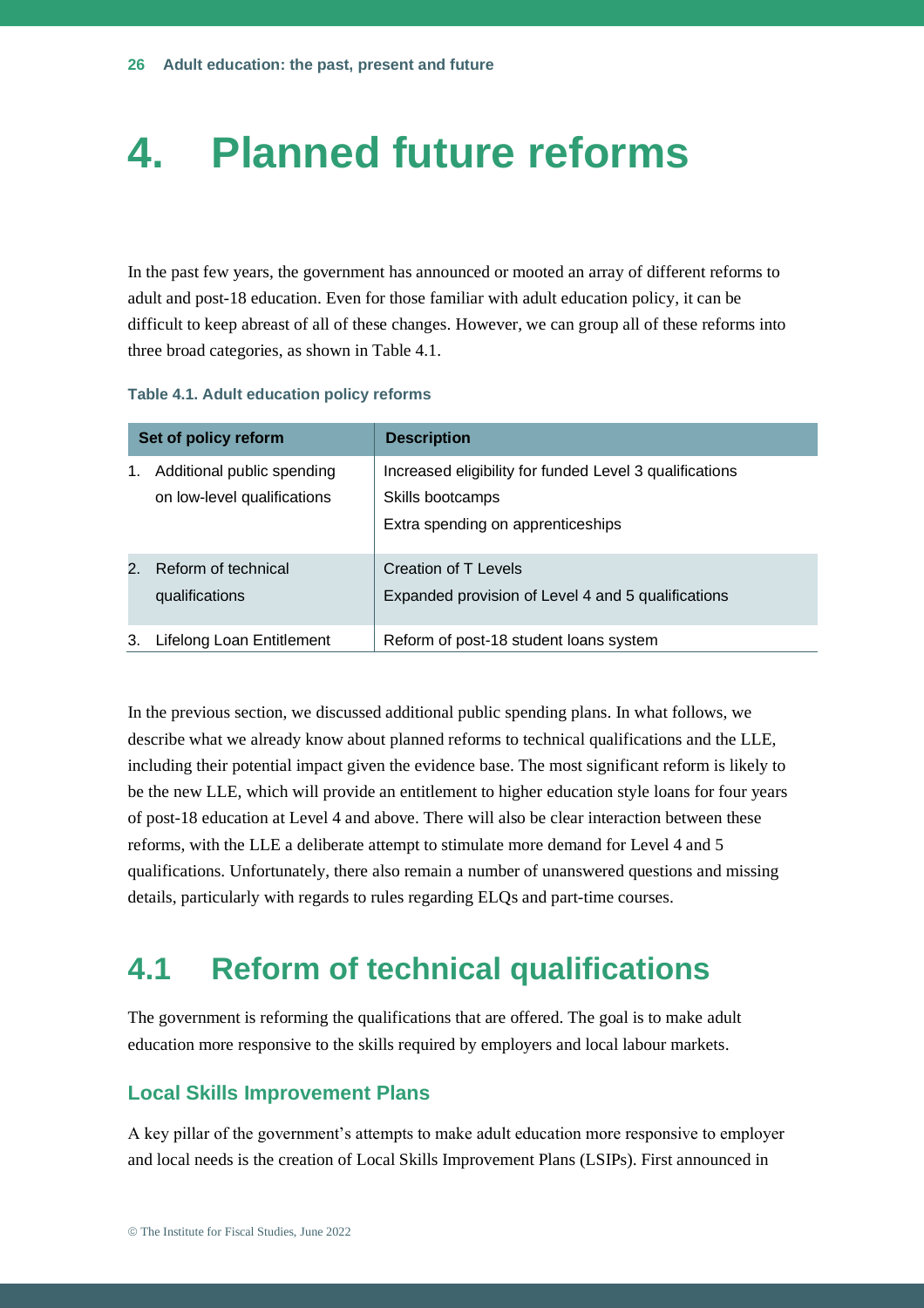# 4. Planned future reforms

In the past few years, the government has announced or mooted an array of different reforms to adult and post-18 education. Even for those familiar with adult education policy, it can be difficult to keep abreast of all of these changes. However, we can group all of these reforms into three broad categories, as shown in Table 4.1.

**Table 4.1. Adult education policy reforms**

| Set of policy reform | Description |
|---|---|
| 1. Additional public spending on low-level qualifications | Increased eligibility for funded Level 3 qualifications<br>Skills bootcamps<br>Extra spending on apprenticeships |
| 2. Reform of technical qualifications | Creation of T Levels<br>Expanded provision of Level 4 and 5 qualifications |
| 3. Lifelong Loan Entitlement | Reform of post-18 student loans system |

In the previous section, we discussed additional public spending plans. In what follows, we describe what we already know about planned reforms to technical qualifications and the LLE, including their potential impact given the evidence base. The most significant reform is likely to be the new LLE, which will provide an entitlement to higher education style loans for four years of post-18 education at Level 4 and above. There will also be clear interaction between these reforms, with the LLE a deliberate attempt to stimulate more demand for Level 4 and 5 qualifications. Unfortunately, there also remain a number of unanswered questions and missing details, particularly with regards to rules regarding ELQs and part-time courses.

## 4.1 Reform of technical qualifications

The government is reforming the qualifications that are offered. The goal is to make adult education more responsive to the skills required by employers and local labour markets.

### Local Skills Improvement Plans

A key pillar of the government's attempts to make adult education more responsive to employer and local needs is the creation of Local Skills Improvement Plans (LSIPs). First announced in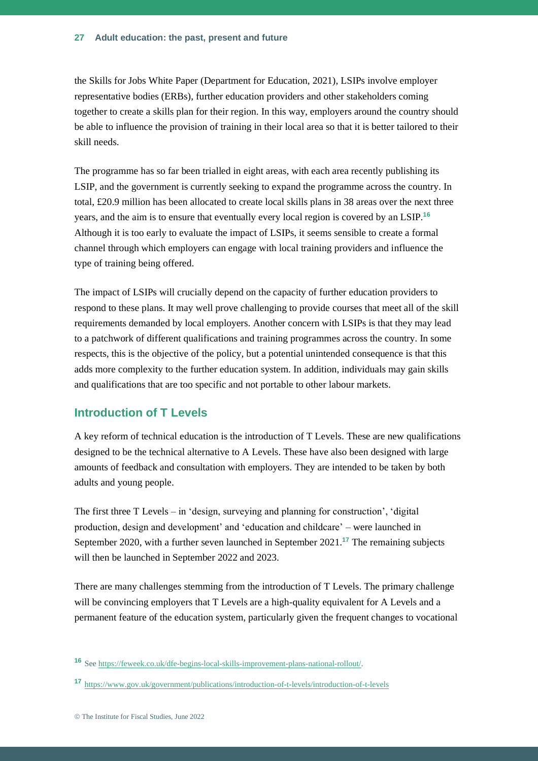the Skills for Jobs White Paper (Department for Education, 2021), LSIPs involve employer representative bodies (ERBs), further education providers and other stakeholders coming together to create a skills plan for their region. In this way, employers around the country should be able to influence the provision of training in their local area so that it is better tailored to their skill needs.

The programme has so far been trialled in eight areas, with each area recently publishing its LSIP, and the government is currently seeking to expand the programme across the country. In total, £20.9 million has been allocated to create local skills plans in 38 areas over the next three years, and the aim is to ensure that eventually every local region is covered by an LSIP.[16] Although it is too early to evaluate the impact of LSIPs, it seems sensible to create a formal channel through which employers can engage with local training providers and influence the type of training being offered.

The impact of LSIPs will crucially depend on the capacity of further education providers to respond to these plans. It may well prove challenging to provide courses that meet all of the skill requirements demanded by local employers. Another concern with LSIPs is that they may lead to a patchwork of different qualifications and training programmes across the country. In some respects, this is the objective of the policy, but a potential unintended consequence is that this adds more complexity to the further education system. In addition, individuals may gain skills and qualifications that are too specific and not portable to other labour markets.

## Introduction of T Levels

A key reform of technical education is the introduction of T Levels. These are new qualifications designed to be the technical alternative to A Levels. These have also been designed with large amounts of feedback and consultation with employers. They are intended to be taken by both adults and young people.

The first three T Levels – in 'design, surveying and planning for construction', 'digital production, design and development' and 'education and childcare' – were launched in September 2020, with a further seven launched in September 2021.[17] The remaining subjects will then be launched in September 2022 and 2023.

There are many challenges stemming from the introduction of T Levels. The primary challenge will be convincing employers that T Levels are a high-quality equivalent for A Levels and a permanent feature of the education system, particularly given the frequent changes to vocational

[16] See https://feweek.co.uk/dfe-begins-local-skills-improvement-plans-national-rollout/.

[17] https://www.gov.uk/government/publications/introduction-of-t-levels/introduction-of-t-levels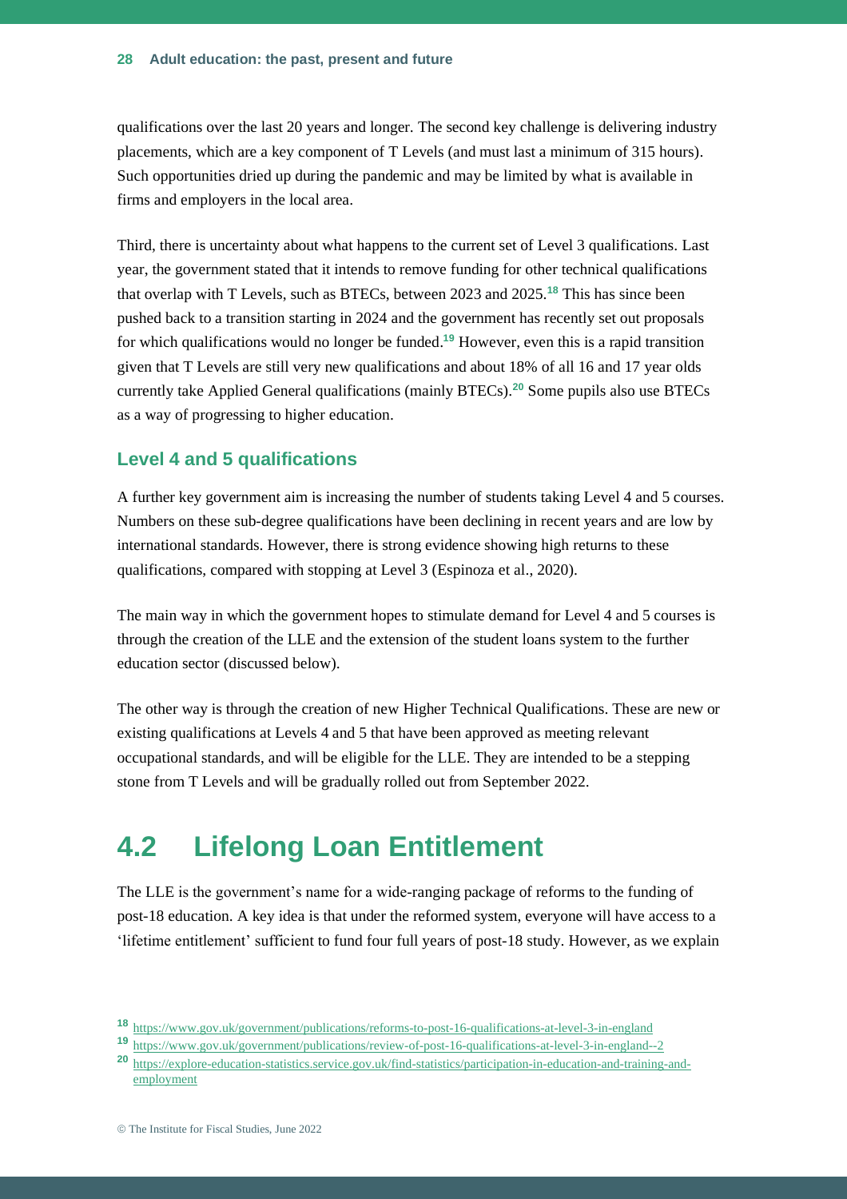qualifications over the last 20 years and longer. The second key challenge is delivering industry placements, which are a key component of T Levels (and must last a minimum of 315 hours). Such opportunities dried up during the pandemic and may be limited by what is available in firms and employers in the local area.

Third, there is uncertainty about what happens to the current set of Level 3 qualifications. Last year, the government stated that it intends to remove funding for other technical qualifications that overlap with T Levels, such as BTECs, between 2023 and 2025.[18] This has since been pushed back to a transition starting in 2024 and the government has recently set out proposals for which qualifications would no longer be funded.[19] However, even this is a rapid transition given that T Levels are still very new qualifications and about 18% of all 16 and 17 year olds currently take Applied General qualifications (mainly BTECs).[20] Some pupils also use BTECs as a way of progressing to higher education.

### Level 4 and 5 qualifications

A further key government aim is increasing the number of students taking Level 4 and 5 courses. Numbers on these sub-degree qualifications have been declining in recent years and are low by international standards. However, there is strong evidence showing high returns to these qualifications, compared with stopping at Level 3 (Espinoza et al., 2020).

The main way in which the government hopes to stimulate demand for Level 4 and 5 courses is through the creation of the LLE and the extension of the student loans system to the further education sector (discussed below).

The other way is through the creation of new Higher Technical Qualifications. These are new or existing qualifications at Levels 4 and 5 that have been approved as meeting relevant occupational standards, and will be eligible for the LLE. They are intended to be a stepping stone from T Levels and will be gradually rolled out from September 2022.

## 4.2 Lifelong Loan Entitlement

The LLE is the government's name for a wide-ranging package of reforms to the funding of post-18 education. A key idea is that under the reformed system, everyone will have access to a 'lifetime entitlement' sufficient to fund four full years of post-18 study. However, as we explain

[18] https://www.gov.uk/government/publications/reforms-to-post-16-qualifications-at-level-3-in-england

[19] https://www.gov.uk/government/publications/review-of-post-16-qualifications-at-level-3-in-england--2

[20] https://explore-education-statistics.service.gov.uk/find-statistics/participation-in-education-and-training-and-employment

© The Institute for Fiscal Studies, June 2022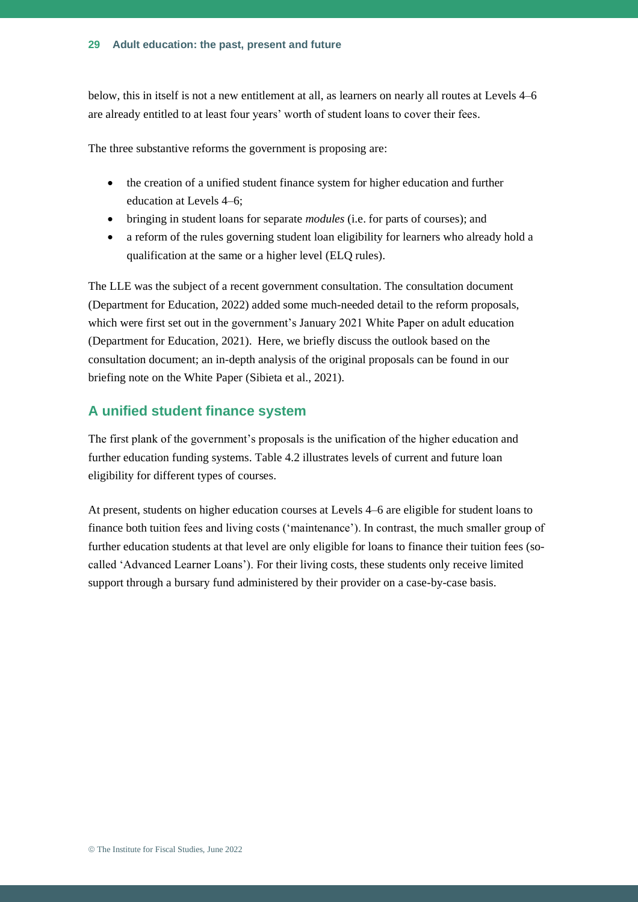below, this in itself is not a new entitlement at all, as learners on nearly all routes at Levels 4–6 are already entitled to at least four years' worth of student loans to cover their fees.

The three substantive reforms the government is proposing are:

- the creation of a unified student finance system for higher education and further education at Levels 4–6;
- bringing in student loans for separate *modules* (i.e. for parts of courses); and
- a reform of the rules governing student loan eligibility for learners who already hold a qualification at the same or a higher level (ELQ rules).

The LLE was the subject of a recent government consultation. The consultation document (Department for Education, 2022) added some much-needed detail to the reform proposals, which were first set out in the government's January 2021 White Paper on adult education (Department for Education, 2021). Here, we briefly discuss the outlook based on the consultation document; an in-depth analysis of the original proposals can be found in our briefing note on the White Paper (Sibieta et al., 2021).

## A unified student finance system

The first plank of the government's proposals is the unification of the higher education and further education funding systems. Table 4.2 illustrates levels of current and future loan eligibility for different types of courses.

At present, students on higher education courses at Levels 4–6 are eligible for student loans to finance both tuition fees and living costs ('maintenance'). In contrast, the much smaller group of further education students at that level are only eligible for loans to finance their tuition fees (so-called 'Advanced Learner Loans'). For their living costs, these students only receive limited support through a bursary fund administered by their provider on a case-by-case basis.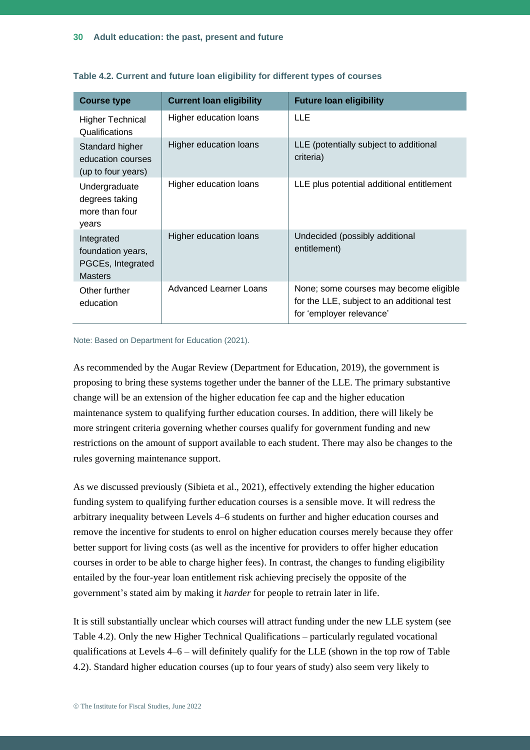**Table 4.2. Current and future loan eligibility for different types of courses**

| Course type | Current loan eligibility | Future loan eligibility |
|---|---|---|
| Higher Technical Qualifications | Higher education loans | LLE |
| Standard higher education courses (up to four years) | Higher education loans | LLE (potentially subject to additional criteria) |
| Undergraduate degrees taking more than four years | Higher education loans | LLE plus potential additional entitlement |
| Integrated foundation years, PGCEs, Integrated Masters | Higher education loans | Undecided (possibly additional entitlement) |
| Other further education | Advanced Learner Loans | None; some courses may become eligible for the LLE, subject to an additional test for 'employer relevance' |

Note: Based on Department for Education (2021).

As recommended by the Augar Review (Department for Education, 2019), the government is proposing to bring these systems together under the banner of the LLE. The primary substantive change will be an extension of the higher education fee cap and the higher education maintenance system to qualifying further education courses. In addition, there will likely be more stringent criteria governing whether courses qualify for government funding and new restrictions on the amount of support available to each student. There may also be changes to the rules governing maintenance support.

As we discussed previously (Sibieta et al., 2021), effectively extending the higher education funding system to qualifying further education courses is a sensible move. It will redress the arbitrary inequality between Levels 4–6 students on further and higher education courses and remove the incentive for students to enrol on higher education courses merely because they offer better support for living costs (as well as the incentive for providers to offer higher education courses in order to be able to charge higher fees). In contrast, the changes to funding eligibility entailed by the four-year loan entitlement risk achieving precisely the opposite of the government's stated aim by making it *harder* for people to retrain later in life.

It is still substantially unclear which courses will attract funding under the new LLE system (see Table 4.2). Only the new Higher Technical Qualifications – particularly regulated vocational qualifications at Levels 4–6 – will definitely qualify for the LLE (shown in the top row of Table 4.2). Standard higher education courses (up to four years of study) also seem very likely to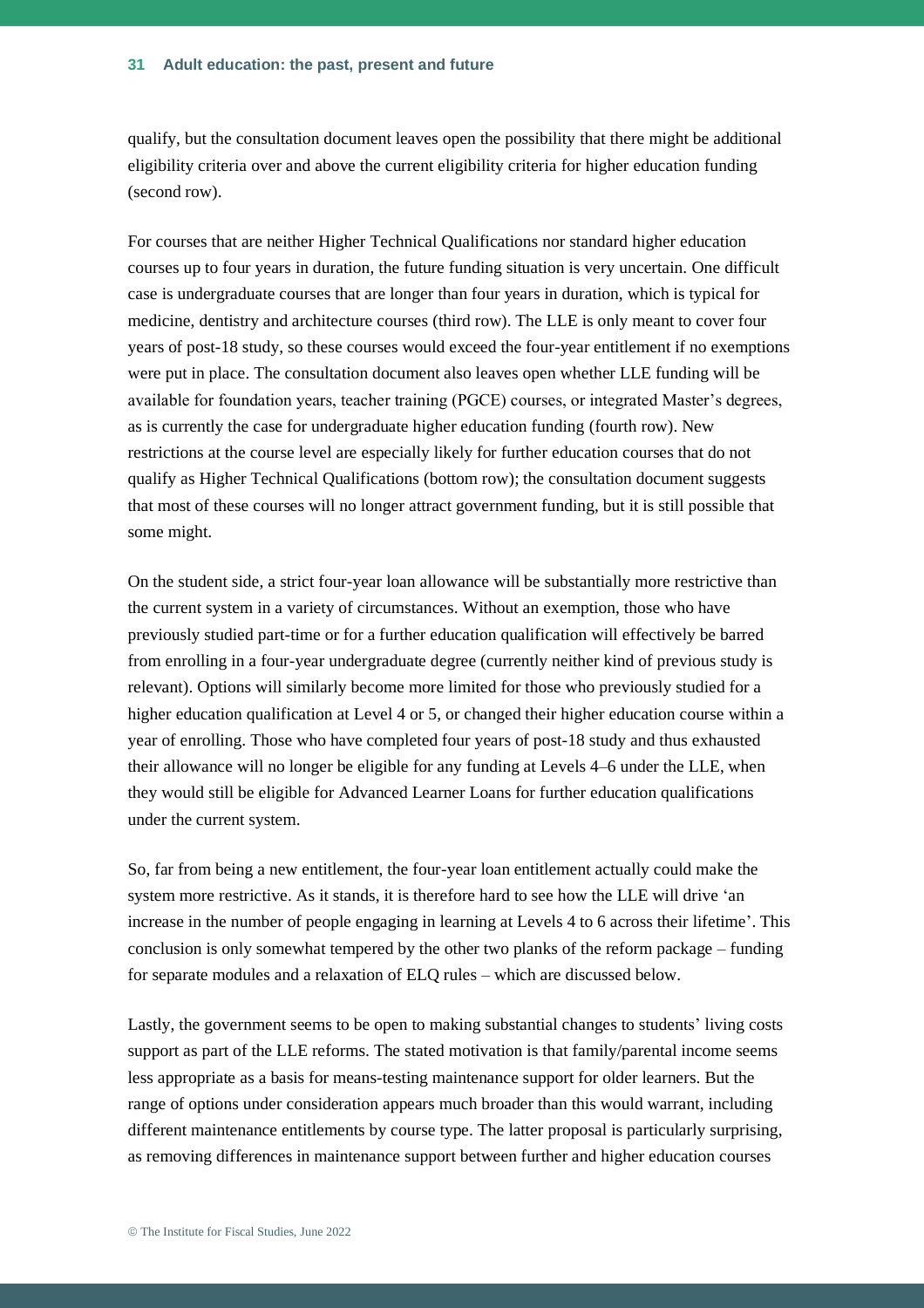qualify, but the consultation document leaves open the possibility that there might be additional eligibility criteria over and above the current eligibility criteria for higher education funding (second row).

For courses that are neither Higher Technical Qualifications nor standard higher education courses up to four years in duration, the future funding situation is very uncertain. One difficult case is undergraduate courses that are longer than four years in duration, which is typical for medicine, dentistry and architecture courses (third row). The LLE is only meant to cover four years of post-18 study, so these courses would exceed the four-year entitlement if no exemptions were put in place. The consultation document also leaves open whether LLE funding will be available for foundation years, teacher training (PGCE) courses, or integrated Master's degrees, as is currently the case for undergraduate higher education funding (fourth row). New restrictions at the course level are especially likely for further education courses that do not qualify as Higher Technical Qualifications (bottom row); the consultation document suggests that most of these courses will no longer attract government funding, but it is still possible that some might.

On the student side, a strict four-year loan allowance will be substantially more restrictive than the current system in a variety of circumstances. Without an exemption, those who have previously studied part-time or for a further education qualification will effectively be barred from enrolling in a four-year undergraduate degree (currently neither kind of previous study is relevant). Options will similarly become more limited for those who previously studied for a higher education qualification at Level 4 or 5, or changed their higher education course within a year of enrolling. Those who have completed four years of post-18 study and thus exhausted their allowance will no longer be eligible for any funding at Levels 4–6 under the LLE, when they would still be eligible for Advanced Learner Loans for further education qualifications under the current system.

So, far from being a new entitlement, the four-year loan entitlement actually could make the system more restrictive. As it stands, it is therefore hard to see how the LLE will drive 'an increase in the number of people engaging in learning at Levels 4 to 6 across their lifetime'. This conclusion is only somewhat tempered by the other two planks of the reform package – funding for separate modules and a relaxation of ELQ rules – which are discussed below.

Lastly, the government seems to be open to making substantial changes to students' living costs support as part of the LLE reforms. The stated motivation is that family/parental income seems less appropriate as a basis for means-testing maintenance support for older learners. But the range of options under consideration appears much broader than this would warrant, including different maintenance entitlements by course type. The latter proposal is particularly surprising, as removing differences in maintenance support between further and higher education courses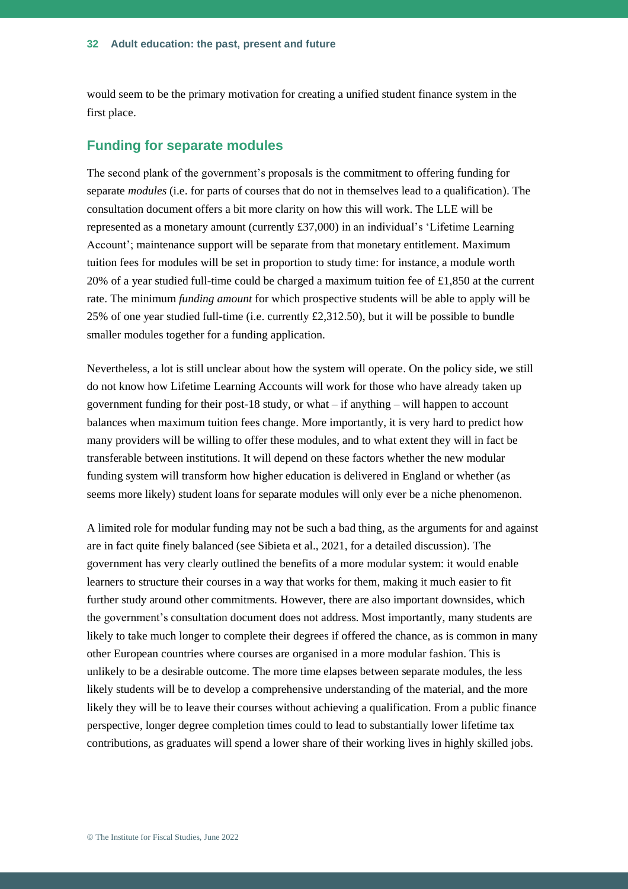would seem to be the primary motivation for creating a unified student finance system in the first place.

## Funding for separate modules

The second plank of the government's proposals is the commitment to offering funding for separate *modules* (i.e. for parts of courses that do not in themselves lead to a qualification). The consultation document offers a bit more clarity on how this will work. The LLE will be represented as a monetary amount (currently £37,000) in an individual's 'Lifetime Learning Account'; maintenance support will be separate from that monetary entitlement. Maximum tuition fees for modules will be set in proportion to study time: for instance, a module worth 20% of a year studied full-time could be charged a maximum tuition fee of £1,850 at the current rate. The minimum *funding amount* for which prospective students will be able to apply will be 25% of one year studied full-time (i.e. currently £2,312.50), but it will be possible to bundle smaller modules together for a funding application.

Nevertheless, a lot is still unclear about how the system will operate. On the policy side, we still do not know how Lifetime Learning Accounts will work for those who have already taken up government funding for their post-18 study, or what – if anything – will happen to account balances when maximum tuition fees change. More importantly, it is very hard to predict how many providers will be willing to offer these modules, and to what extent they will in fact be transferable between institutions. It will depend on these factors whether the new modular funding system will transform how higher education is delivered in England or whether (as seems more likely) student loans for separate modules will only ever be a niche phenomenon.

A limited role for modular funding may not be such a bad thing, as the arguments for and against are in fact quite finely balanced (see Sibieta et al., 2021, for a detailed discussion). The government has very clearly outlined the benefits of a more modular system: it would enable learners to structure their courses in a way that works for them, making it much easier to fit further study around other commitments. However, there are also important downsides, which the government's consultation document does not address. Most importantly, many students are likely to take much longer to complete their degrees if offered the chance, as is common in many other European countries where courses are organised in a more modular fashion. This is unlikely to be a desirable outcome. The more time elapses between separate modules, the less likely students will be to develop a comprehensive understanding of the material, and the more likely they will be to leave their courses without achieving a qualification. From a public finance perspective, longer degree completion times could to lead to substantially lower lifetime tax contributions, as graduates will spend a lower share of their working lives in highly skilled jobs.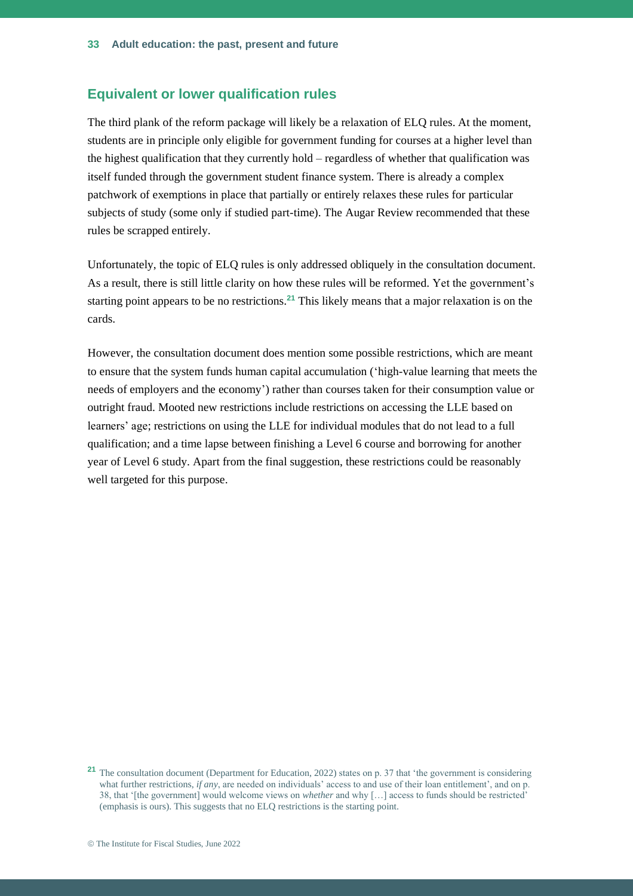## Equivalent or lower qualification rules

The third plank of the reform package will likely be a relaxation of ELQ rules. At the moment, students are in principle only eligible for government funding for courses at a higher level than the highest qualification that they currently hold – regardless of whether that qualification was itself funded through the government student finance system. There is already a complex patchwork of exemptions in place that partially or entirely relaxes these rules for particular subjects of study (some only if studied part-time). The Augar Review recommended that these rules be scrapped entirely.

Unfortunately, the topic of ELQ rules is only addressed obliquely in the consultation document. As a result, there is still little clarity on how these rules will be reformed. Yet the government's starting point appears to be no restrictions.[21] This likely means that a major relaxation is on the cards.

However, the consultation document does mention some possible restrictions, which are meant to ensure that the system funds human capital accumulation ('high-value learning that meets the needs of employers and the economy') rather than courses taken for their consumption value or outright fraud. Mooted new restrictions include restrictions on accessing the LLE based on learners' age; restrictions on using the LLE for individual modules that do not lead to a full qualification; and a time lapse between finishing a Level 6 course and borrowing for another year of Level 6 study. Apart from the final suggestion, these restrictions could be reasonably well targeted for this purpose.

[21] The consultation document (Department for Education, 2022) states on p. 37 that 'the government is considering what further restrictions, *if any*, are needed on individuals' access to and use of their loan entitlement', and on p. 38, that '[the government] would welcome views on *whether* and why […] access to funds should be restricted' (emphasis is ours). This suggests that no ELQ restrictions is the starting point.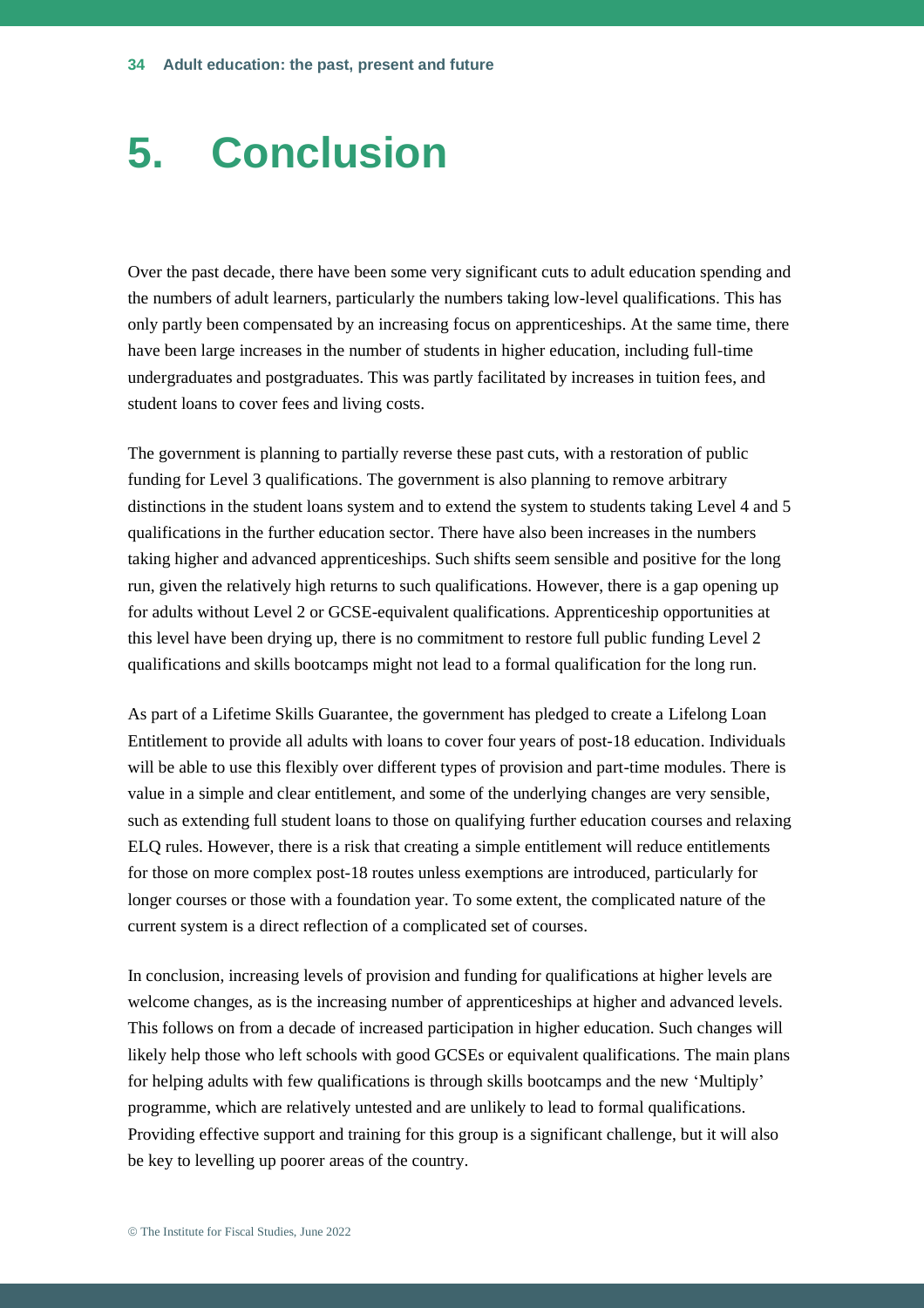# 5. Conclusion

Over the past decade, there have been some very significant cuts to adult education spending and the numbers of adult learners, particularly the numbers taking low-level qualifications. This has only partly been compensated by an increasing focus on apprenticeships. At the same time, there have been large increases in the number of students in higher education, including full-time undergraduates and postgraduates. This was partly facilitated by increases in tuition fees, and student loans to cover fees and living costs.

The government is planning to partially reverse these past cuts, with a restoration of public funding for Level 3 qualifications. The government is also planning to remove arbitrary distinctions in the student loans system and to extend the system to students taking Level 4 and 5 qualifications in the further education sector. There have also been increases in the numbers taking higher and advanced apprenticeships. Such shifts seem sensible and positive for the long run, given the relatively high returns to such qualifications. However, there is a gap opening up for adults without Level 2 or GCSE-equivalent qualifications. Apprenticeship opportunities at this level have been drying up, there is no commitment to restore full public funding Level 2 qualifications and skills bootcamps might not lead to a formal qualification for the long run.

As part of a Lifetime Skills Guarantee, the government has pledged to create a Lifelong Loan Entitlement to provide all adults with loans to cover four years of post-18 education. Individuals will be able to use this flexibly over different types of provision and part-time modules. There is value in a simple and clear entitlement, and some of the underlying changes are very sensible, such as extending full student loans to those on qualifying further education courses and relaxing ELQ rules. However, there is a risk that creating a simple entitlement will reduce entitlements for those on more complex post-18 routes unless exemptions are introduced, particularly for longer courses or those with a foundation year. To some extent, the complicated nature of the current system is a direct reflection of a complicated set of courses.

In conclusion, increasing levels of provision and funding for qualifications at higher levels are welcome changes, as is the increasing number of apprenticeships at higher and advanced levels. This follows on from a decade of increased participation in higher education. Such changes will likely help those who left schools with good GCSEs or equivalent qualifications. The main plans for helping adults with few qualifications is through skills bootcamps and the new 'Multiply' programme, which are relatively untested and are unlikely to lead to formal qualifications. Providing effective support and training for this group is a significant challenge, but it will also be key to levelling up poorer areas of the country.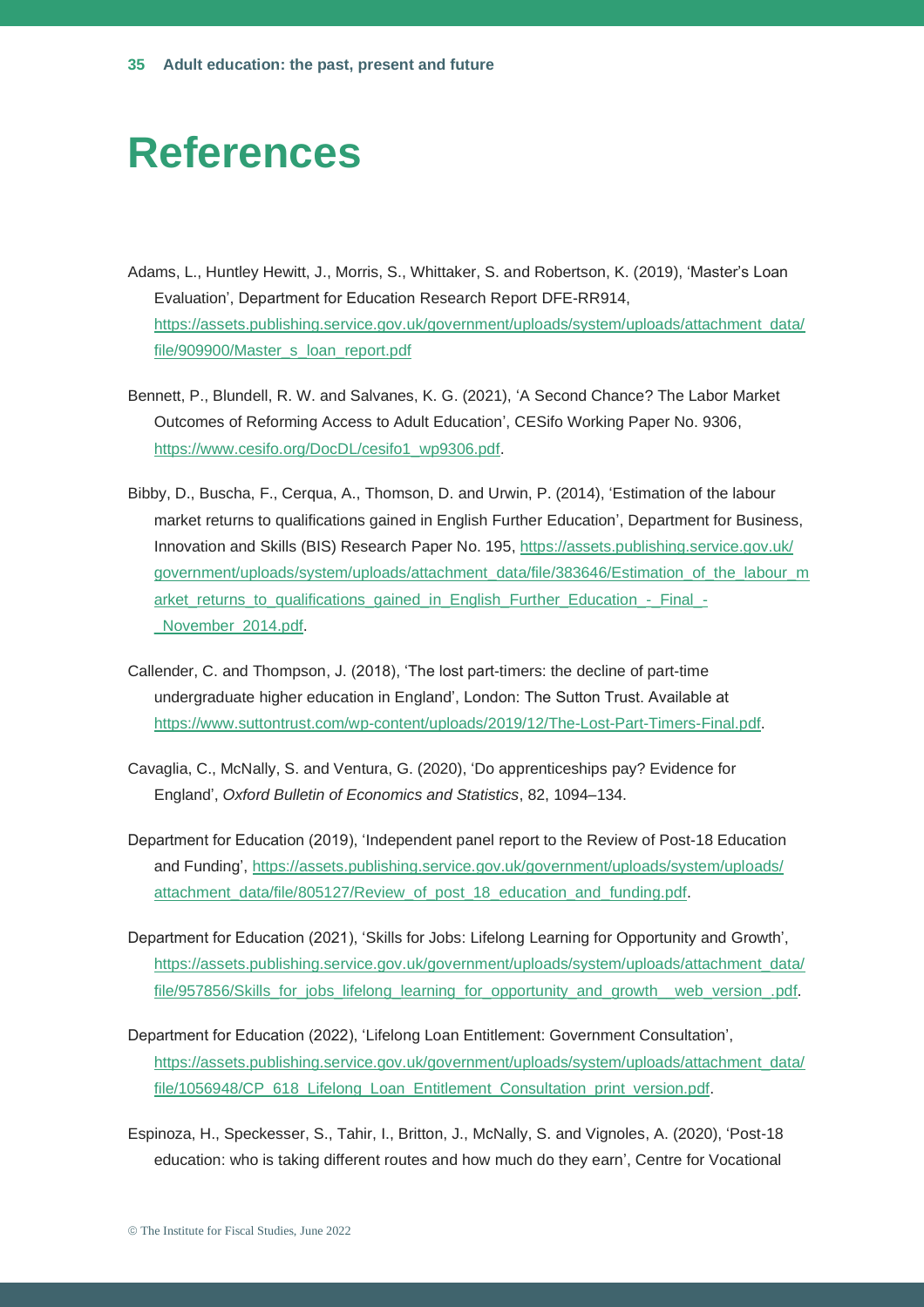# References

Adams, L., Huntley Hewitt, J., Morris, S., Whittaker, S. and Robertson, K. (2019), 'Master's Loan Evaluation', Department for Education Research Report DFE-RR914, https://assets.publishing.service.gov.uk/government/uploads/system/uploads/attachment_data/file/909900/Master_s_loan_report.pdf

Bennett, P., Blundell, R. W. and Salvanes, K. G. (2021), 'A Second Chance? The Labor Market Outcomes of Reforming Access to Adult Education', CESifo Working Paper No. 9306, https://www.cesifo.org/DocDL/cesifo1_wp9306.pdf.

Bibby, D., Buscha, F., Cerqua, A., Thomson, D. and Urwin, P. (2014), 'Estimation of the labour market returns to qualifications gained in English Further Education', Department for Business, Innovation and Skills (BIS) Research Paper No. 195, https://assets.publishing.service.gov.uk/government/uploads/system/uploads/attachment_data/file/383646/Estimation_of_the_labour_market_returns_to_qualifications_gained_in_English_Further_Education_-_Final_-_November_2014.pdf.

Callender, C. and Thompson, J. (2018), 'The lost part-timers: the decline of part-time undergraduate higher education in England', London: The Sutton Trust. Available at https://www.suttontrust.com/wp-content/uploads/2019/12/The-Lost-Part-Timers-Final.pdf.

Cavaglia, C., McNally, S. and Ventura, G. (2020), 'Do apprenticeships pay? Evidence for England', *Oxford Bulletin of Economics and Statistics*, 82, 1094–134.

Department for Education (2019), 'Independent panel report to the Review of Post-18 Education and Funding', https://assets.publishing.service.gov.uk/government/uploads/system/uploads/attachment_data/file/805127/Review_of_post_18_education_and_funding.pdf.

Department for Education (2021), 'Skills for Jobs: Lifelong Learning for Opportunity and Growth', https://assets.publishing.service.gov.uk/government/uploads/system/uploads/attachment_data/file/957856/Skills_for_jobs_lifelong_learning_for_opportunity_and_growth__web_version_.pdf.

Department for Education (2022), 'Lifelong Loan Entitlement: Government Consultation', https://assets.publishing.service.gov.uk/government/uploads/system/uploads/attachment_data/file/1056948/CP_618_Lifelong_Loan_Entitlement_Consultation_print_version.pdf.

Espinoza, H., Speckesser, S., Tahir, I., Britton, J., McNally, S. and Vignoles, A. (2020), 'Post-18 education: who is taking different routes and how much do they earn', Centre for Vocational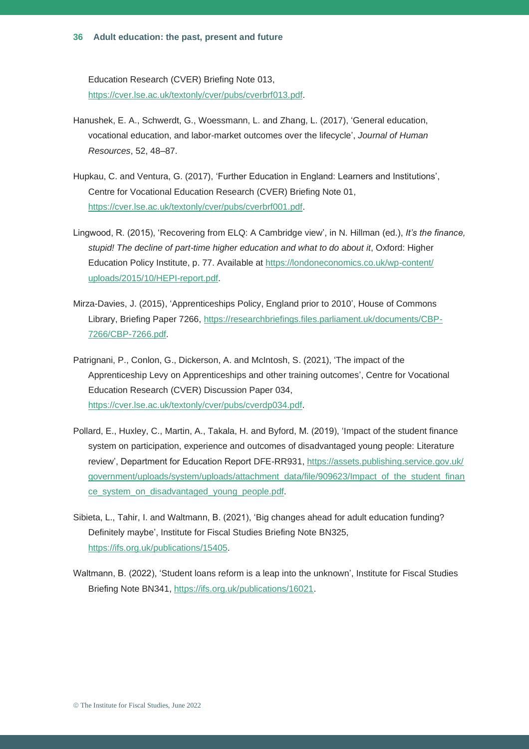Education Research (CVER) Briefing Note 013, https://cver.lse.ac.uk/textonly/cver/pubs/cverbrf013.pdf.

Hanushek, E. A., Schwerdt, G., Woessmann, L. and Zhang, L. (2017), 'General education, vocational education, and labor-market outcomes over the lifecycle', *Journal of Human Resources*, 52, 48–87.

Hupkau, C. and Ventura, G. (2017), 'Further Education in England: Learners and Institutions', Centre for Vocational Education Research (CVER) Briefing Note 01, https://cver.lse.ac.uk/textonly/cver/pubs/cverbrf001.pdf.

Lingwood, R. (2015), 'Recovering from ELQ: A Cambridge view', in N. Hillman (ed.), *It's the finance, stupid! The decline of part-time higher education and what to do about it*, Oxford: Higher Education Policy Institute, p. 77. Available at https://londoneconomics.co.uk/wp-content/uploads/2015/10/HEPI-report.pdf.

Mirza-Davies, J. (2015), 'Apprenticeships Policy, England prior to 2010', House of Commons Library, Briefing Paper 7266, https://researchbriefings.files.parliament.uk/documents/CBP-7266/CBP-7266.pdf.

Patrignani, P., Conlon, G., Dickerson, A. and McIntosh, S. (2021), 'The impact of the Apprenticeship Levy on Apprenticeships and other training outcomes', Centre for Vocational Education Research (CVER) Discussion Paper 034, https://cver.lse.ac.uk/textonly/cver/pubs/cverdp034.pdf.

Pollard, E., Huxley, C., Martin, A., Takala, H. and Byford, M. (2019), 'Impact of the student finance system on participation, experience and outcomes of disadvantaged young people: Literature review', Department for Education Report DFE-RR931, https://assets.publishing.service.gov.uk/government/uploads/system/uploads/attachment_data/file/909623/Impact_of_the_student_finance_system_on_disadvantaged_young_people.pdf.

Sibieta, L., Tahir, I. and Waltmann, B. (2021), 'Big changes ahead for adult education funding? Definitely maybe', Institute for Fiscal Studies Briefing Note BN325, https://ifs.org.uk/publications/15405.

Waltmann, B. (2022), 'Student loans reform is a leap into the unknown', Institute for Fiscal Studies Briefing Note BN341, https://ifs.org.uk/publications/16021.